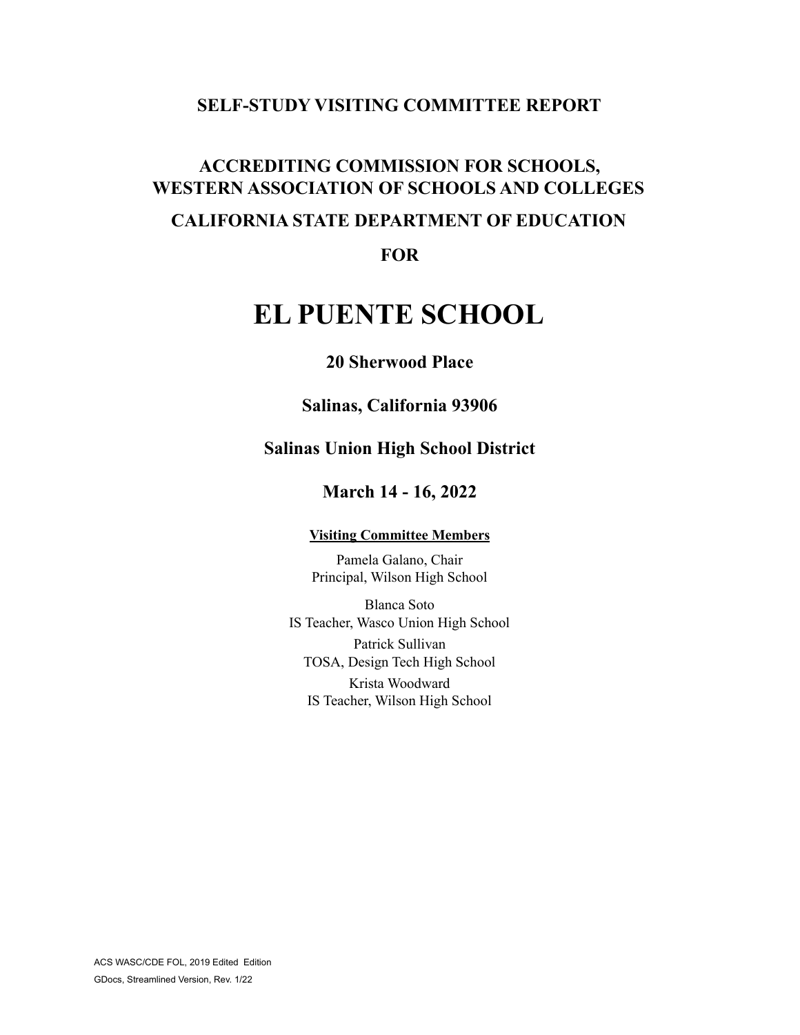# SELF-STUDY VISITING COMMITTEE REPORT

## ACCREDITING COMMISSION FOR SCHOOLS, WESTERN ASSOCIATION OF SCHOOLS AND COLLEGES

## CALIFORNIA STATE DEPARTMENT OF EDUCATION

## FOR

# EL PUENTE SCHOOL

**20 Sherwood Place**

**Salinas, California 93906**

**Salinas Union High School District**

**March 14 - 16, 2022**

**Visiting Committee Members**

Pamela Galano, Chair
Principal, Wilson High School

Blanca Soto
IS Teacher, Wasco Union High School

Patrick Sullivan
TOSA, Design Tech High School

Krista Woodward
IS Teacher, Wilson High School

ACS WASC/CDE FOL, 2019 Edited Edition
GDocs, Streamlined Version, Rev. 1/22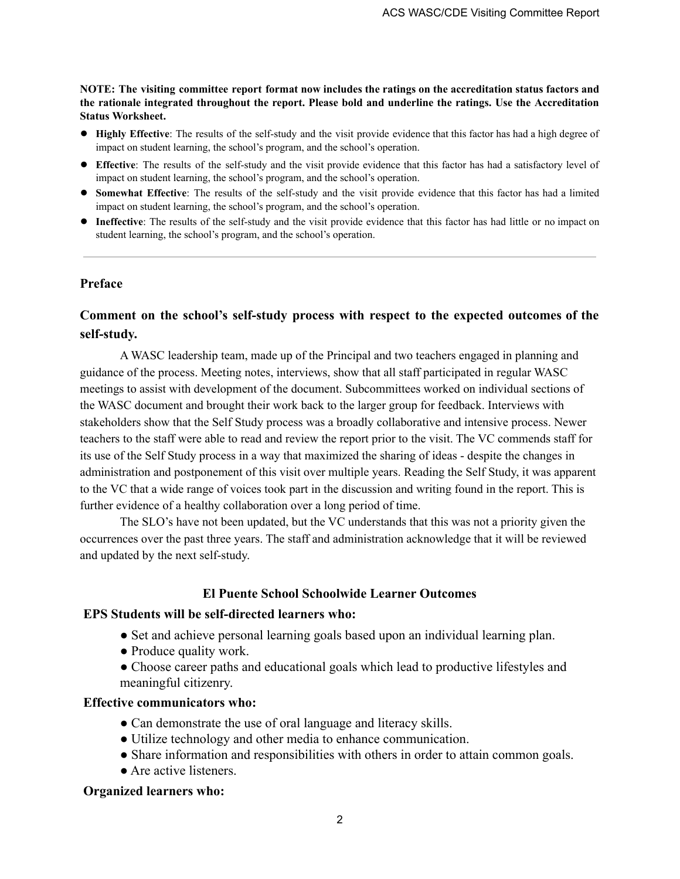**NOTE: The visiting committee report format now includes the ratings on the accreditation status factors and the rationale integrated throughout the report. Please bold and underline the ratings. Use the Accreditation Status Worksheet.**

- **Highly Effective**: The results of the self-study and the visit provide evidence that this factor has had a high degree of impact on student learning, the school's program, and the school's operation.
- **Effective**: The results of the self-study and the visit provide evidence that this factor has had a satisfactory level of impact on student learning, the school's program, and the school's operation.
- **Somewhat Effective**: The results of the self-study and the visit provide evidence that this factor has had a limited impact on student learning, the school's program, and the school's operation.
- **Ineffective**: The results of the self-study and the visit provide evidence that this factor has had little or no impact on student learning, the school's program, and the school's operation.

---

## Preface

### Comment on the school's self-study process with respect to the expected outcomes of the self-study.

A WASC leadership team, made up of the Principal and two teachers engaged in planning and guidance of the process. Meeting notes, interviews, show that all staff participated in regular WASC meetings to assist with development of the document. Subcommittees worked on individual sections of the WASC document and brought their work back to the larger group for feedback. Interviews with stakeholders show that the Self Study process was a broadly collaborative and intensive process. Newer teachers to the staff were able to read and review the report prior to the visit. The VC commends staff for its use of the Self Study process in a way that maximized the sharing of ideas - despite the changes in administration and postponement of this visit over multiple years. Reading the Self Study, it was apparent to the VC that a wide range of voices took part in the discussion and writing found in the report. This is further evidence of a healthy collaboration over a long period of time.

The SLO's have not been updated, but the VC understands that this was not a priority given the occurrences over the past three years. The staff and administration acknowledge that it will be reviewed and updated by the next self-study.

### El Puente School Schoolwide Learner Outcomes

**EPS Students will be self-directed learners who:**

- Set and achieve personal learning goals based upon an individual learning plan.
- Produce quality work.
- Choose career paths and educational goals which lead to productive lifestyles and meaningful citizenry.

**Effective communicators who:**

- Can demonstrate the use of oral language and literacy skills.
- Utilize technology and other media to enhance communication.
- Share information and responsibilities with others in order to attain common goals.
- Are active listeners.

**Organized learners who:**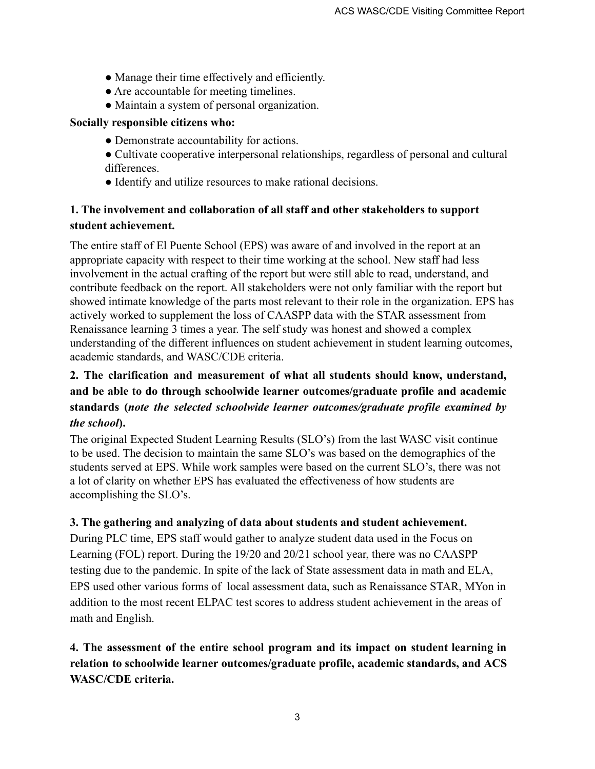- Manage their time effectively and efficiently.
- Are accountable for meeting timelines.
- Maintain a system of personal organization.

**Socially responsible citizens who:**

- Demonstrate accountability for actions.
- Cultivate cooperative interpersonal relationships, regardless of personal and cultural differences.
- Identify and utilize resources to make rational decisions.

**1. The involvement and collaboration of all staff and other stakeholders to support student achievement.**

The entire staff of El Puente School (EPS) was aware of and involved in the report at an appropriate capacity with respect to their time working at the school. New staff had less involvement in the actual crafting of the report but were still able to read, understand, and contribute feedback on the report. All stakeholders were not only familiar with the report but showed intimate knowledge of the parts most relevant to their role in the organization. EPS has actively worked to supplement the loss of CAASPP data with the STAR assessment from Renaissance learning 3 times a year. The self study was honest and showed a complex understanding of the different influences on student achievement in student learning outcomes, academic standards, and WASC/CDE criteria.

**2. The clarification and measurement of what all students should know, understand, and be able to do through schoolwide learner outcomes/graduate profile and academic standards (*note the selected schoolwide learner outcomes/graduate profile examined by the school*).**

The original Expected Student Learning Results (SLO's) from the last WASC visit continue to be used. The decision to maintain the same SLO's was based on the demographics of the students served at EPS. While work samples were based on the current SLO's, there was not a lot of clarity on whether EPS has evaluated the effectiveness of how students are accomplishing the SLO's.

**3. The gathering and analyzing of data about students and student achievement.**

During PLC time, EPS staff would gather to analyze student data used in the Focus on Learning (FOL) report. During the 19/20 and 20/21 school year, there was no CAASPP testing due to the pandemic. In spite of the lack of State assessment data in math and ELA, EPS used other various forms of local assessment data, such as Renaissance STAR, MYon in addition to the most recent ELPAC test scores to address student achievement in the areas of math and English.

**4. The assessment of the entire school program and its impact on student learning in relation to schoolwide learner outcomes/graduate profile, academic standards, and ACS WASC/CDE criteria.**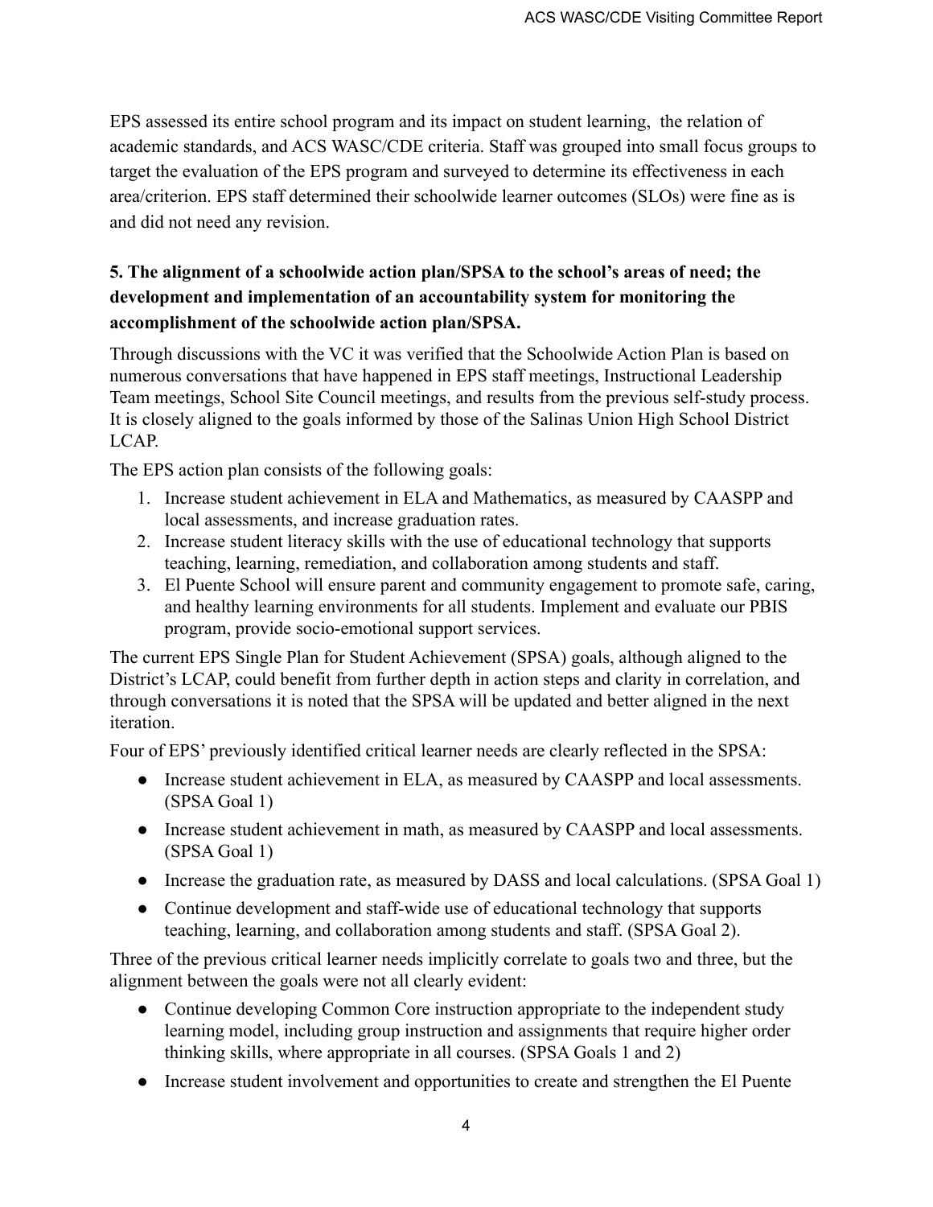EPS assessed its entire school program and its impact on student learning, the relation of academic standards, and ACS WASC/CDE criteria. Staff was grouped into small focus groups to target the evaluation of the EPS program and surveyed to determine its effectiveness in each area/criterion. EPS staff determined their schoolwide learner outcomes (SLOs) were fine as is and did not need any revision.

**5. The alignment of a schoolwide action plan/SPSA to the school's areas of need; the development and implementation of an accountability system for monitoring the accomplishment of the schoolwide action plan/SPSA.**

Through discussions with the VC it was verified that the Schoolwide Action Plan is based on numerous conversations that have happened in EPS staff meetings, Instructional Leadership Team meetings, School Site Council meetings, and results from the previous self-study process. It is closely aligned to the goals informed by those of the Salinas Union High School District LCAP.

The EPS action plan consists of the following goals:

1. Increase student achievement in ELA and Mathematics, as measured by CAASPP and local assessments, and increase graduation rates.
2. Increase student literacy skills with the use of educational technology that supports teaching, learning, remediation, and collaboration among students and staff.
3. El Puente School will ensure parent and community engagement to promote safe, caring, and healthy learning environments for all students. Implement and evaluate our PBIS program, provide socio-emotional support services.

The current EPS Single Plan for Student Achievement (SPSA) goals, although aligned to the District's LCAP, could benefit from further depth in action steps and clarity in correlation, and through conversations it is noted that the SPSA will be updated and better aligned in the next iteration.

Four of EPS' previously identified critical learner needs are clearly reflected in the SPSA:

- Increase student achievement in ELA, as measured by CAASPP and local assessments. (SPSA Goal 1)
- Increase student achievement in math, as measured by CAASPP and local assessments. (SPSA Goal 1)
- Increase the graduation rate, as measured by DASS and local calculations. (SPSA Goal 1)
- Continue development and staff-wide use of educational technology that supports teaching, learning, and collaboration among students and staff. (SPSA Goal 2).

Three of the previous critical learner needs implicitly correlate to goals two and three, but the alignment between the goals were not all clearly evident:

- Continue developing Common Core instruction appropriate to the independent study learning model, including group instruction and assignments that require higher order thinking skills, where appropriate in all courses. (SPSA Goals 1 and 2)
- Increase student involvement and opportunities to create and strengthen the El Puente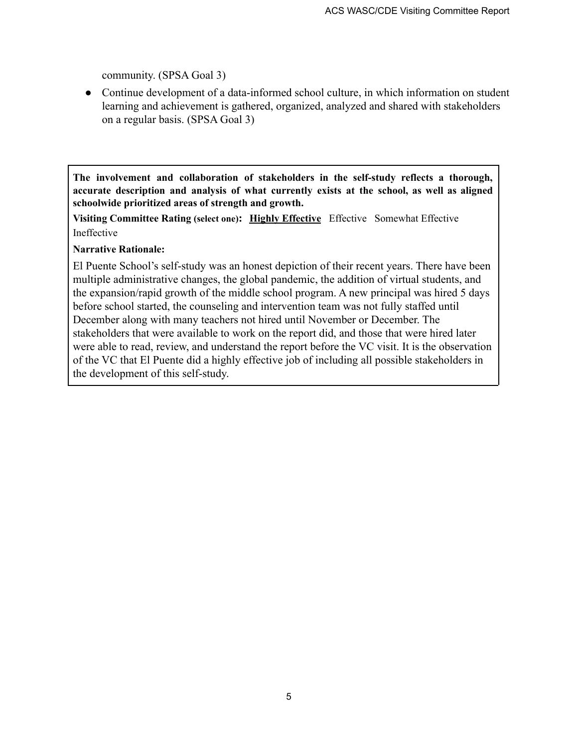community. (SPSA Goal 3)

- Continue development of a data-informed school culture, in which information on student learning and achievement is gathered, organized, analyzed and shared with stakeholders on a regular basis. (SPSA Goal 3)

**The involvement and collaboration of stakeholders in the self-study reflects a thorough, accurate description and analysis of what currently exists at the school, as well as aligned schoolwide prioritized areas of strength and growth.**

**Visiting Committee Rating (select one):** **Highly Effective** Effective Somewhat Effective Ineffective

**Narrative Rationale:**

El Puente School's self-study was an honest depiction of their recent years. There have been multiple administrative changes, the global pandemic, the addition of virtual students, and the expansion/rapid growth of the middle school program. A new principal was hired 5 days before school started, the counseling and intervention team was not fully staffed until December along with many teachers not hired until November or December. The stakeholders that were available to work on the report did, and those that were hired later were able to read, review, and understand the report before the VC visit. It is the observation of the VC that El Puente did a highly effective job of including all possible stakeholders in the development of this self-study.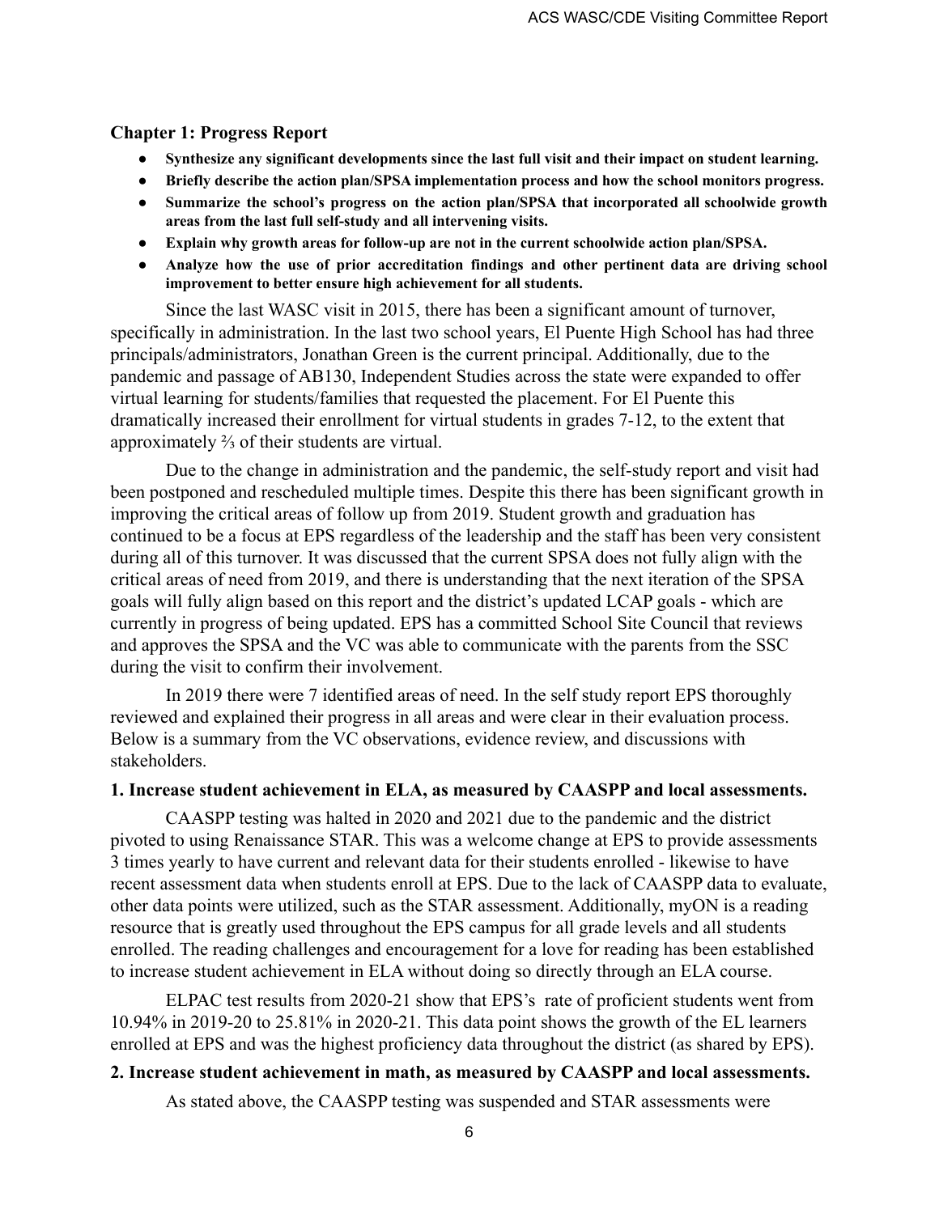### Chapter 1: Progress Report

- **Synthesize any significant developments since the last full visit and their impact on student learning.**
- **Briefly describe the action plan/SPSA implementation process and how the school monitors progress.**
- **Summarize the school's progress on the action plan/SPSA that incorporated all schoolwide growth areas from the last full self-study and all intervening visits.**
- **Explain why growth areas for follow-up are not in the current schoolwide action plan/SPSA.**
- **Analyze how the use of prior accreditation findings and other pertinent data are driving school improvement to better ensure high achievement for all students.**

Since the last WASC visit in 2015, there has been a significant amount of turnover, specifically in administration. In the last two school years, El Puente High School has had three principals/administrators, Jonathan Green is the current principal. Additionally, due to the pandemic and passage of AB130, Independent Studies across the state were expanded to offer virtual learning for students/families that requested the placement. For El Puente this dramatically increased their enrollment for virtual students in grades 7-12, to the extent that approximately ⅔ of their students are virtual.

Due to the change in administration and the pandemic, the self-study report and visit had been postponed and rescheduled multiple times. Despite this there has been significant growth in improving the critical areas of follow up from 2019. Student growth and graduation has continued to be a focus at EPS regardless of the leadership and the staff has been very consistent during all of this turnover. It was discussed that the current SPSA does not fully align with the critical areas of need from 2019, and there is understanding that the next iteration of the SPSA goals will fully align based on this report and the district's updated LCAP goals - which are currently in progress of being updated. EPS has a committed School Site Council that reviews and approves the SPSA and the VC was able to communicate with the parents from the SSC during the visit to confirm their involvement.

In 2019 there were 7 identified areas of need. In the self study report EPS thoroughly reviewed and explained their progress in all areas and were clear in their evaluation process. Below is a summary from the VC observations, evidence review, and discussions with stakeholders.

**1. Increase student achievement in ELA, as measured by CAASPP and local assessments.**

CAASPP testing was halted in 2020 and 2021 due to the pandemic and the district pivoted to using Renaissance STAR. This was a welcome change at EPS to provide assessments 3 times yearly to have current and relevant data for their students enrolled - likewise to have recent assessment data when students enroll at EPS. Due to the lack of CAASPP data to evaluate, other data points were utilized, such as the STAR assessment. Additionally, myON is a reading resource that is greatly used throughout the EPS campus for all grade levels and all students enrolled. The reading challenges and encouragement for a love for reading has been established to increase student achievement in ELA without doing so directly through an ELA course.

ELPAC test results from 2020-21 show that EPS's rate of proficient students went from 10.94% in 2019-20 to 25.81% in 2020-21. This data point shows the growth of the EL learners enrolled at EPS and was the highest proficiency data throughout the district (as shared by EPS).

**2. Increase student achievement in math, as measured by CAASPP and local assessments.**

As stated above, the CAASPP testing was suspended and STAR assessments were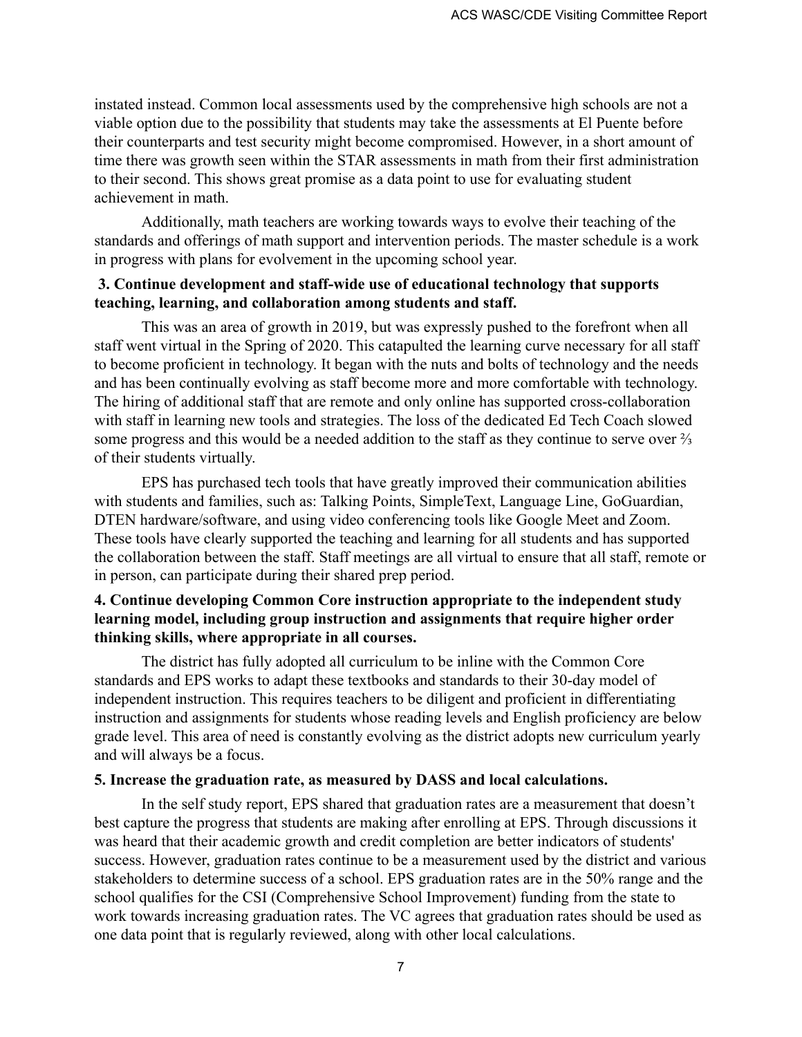instated instead. Common local assessments used by the comprehensive high schools are not a viable option due to the possibility that students may take the assessments at El Puente before their counterparts and test security might become compromised. However, in a short amount of time there was growth seen within the STAR assessments in math from their first administration to their second. This shows great promise as a data point to use for evaluating student achievement in math.

Additionally, math teachers are working towards ways to evolve their teaching of the standards and offerings of math support and intervention periods. The master schedule is a work in progress with plans for evolvement in the upcoming school year.

**3. Continue development and staff-wide use of educational technology that supports teaching, learning, and collaboration among students and staff.**

This was an area of growth in 2019, but was expressly pushed to the forefront when all staff went virtual in the Spring of 2020. This catapulted the learning curve necessary for all staff to become proficient in technology. It began with the nuts and bolts of technology and the needs and has been continually evolving as staff become more and more comfortable with technology. The hiring of additional staff that are remote and only online has supported cross-collaboration with staff in learning new tools and strategies. The loss of the dedicated Ed Tech Coach slowed some progress and this would be a needed addition to the staff as they continue to serve over ⅔ of their students virtually.

EPS has purchased tech tools that have greatly improved their communication abilities with students and families, such as: Talking Points, SimpleText, Language Line, GoGuardian, DTEN hardware/software, and using video conferencing tools like Google Meet and Zoom. These tools have clearly supported the teaching and learning for all students and has supported the collaboration between the staff. Staff meetings are all virtual to ensure that all staff, remote or in person, can participate during their shared prep period.

**4. Continue developing Common Core instruction appropriate to the independent study learning model, including group instruction and assignments that require higher order thinking skills, where appropriate in all courses.**

The district has fully adopted all curriculum to be inline with the Common Core standards and EPS works to adapt these textbooks and standards to their 30-day model of independent instruction. This requires teachers to be diligent and proficient in differentiating instruction and assignments for students whose reading levels and English proficiency are below grade level. This area of need is constantly evolving as the district adopts new curriculum yearly and will always be a focus.

**5. Increase the graduation rate, as measured by DASS and local calculations.**

In the self study report, EPS shared that graduation rates are a measurement that doesn't best capture the progress that students are making after enrolling at EPS. Through discussions it was heard that their academic growth and credit completion are better indicators of students' success. However, graduation rates continue to be a measurement used by the district and various stakeholders to determine success of a school. EPS graduation rates are in the 50% range and the school qualifies for the CSI (Comprehensive School Improvement) funding from the state to work towards increasing graduation rates. The VC agrees that graduation rates should be used as one data point that is regularly reviewed, along with other local calculations.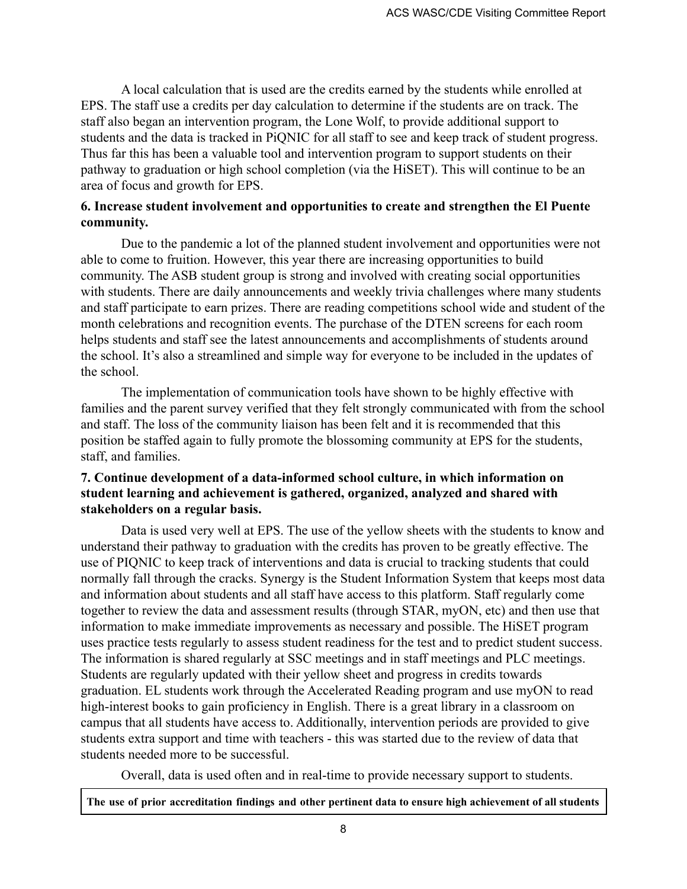A local calculation that is used are the credits earned by the students while enrolled at EPS. The staff use a credits per day calculation to determine if the students are on track. The staff also began an intervention program, the Lone Wolf, to provide additional support to students and the data is tracked in PiQNIC for all staff to see and keep track of student progress. Thus far this has been a valuable tool and intervention program to support students on their pathway to graduation or high school completion (via the HiSET). This will continue to be an area of focus and growth for EPS.

**6. Increase student involvement and opportunities to create and strengthen the El Puente community.**

Due to the pandemic a lot of the planned student involvement and opportunities were not able to come to fruition. However, this year there are increasing opportunities to build community. The ASB student group is strong and involved with creating social opportunities with students. There are daily announcements and weekly trivia challenges where many students and staff participate to earn prizes. There are reading competitions school wide and student of the month celebrations and recognition events. The purchase of the DTEN screens for each room helps students and staff see the latest announcements and accomplishments of students around the school. It's also a streamlined and simple way for everyone to be included in the updates of the school.

The implementation of communication tools have shown to be highly effective with families and the parent survey verified that they felt strongly communicated with from the school and staff. The loss of the community liaison has been felt and it is recommended that this position be staffed again to fully promote the blossoming community at EPS for the students, staff, and families.

**7. Continue development of a data-informed school culture, in which information on student learning and achievement is gathered, organized, analyzed and shared with stakeholders on a regular basis.**

Data is used very well at EPS. The use of the yellow sheets with the students to know and understand their pathway to graduation with the credits has proven to be greatly effective. The use of PIQNIC to keep track of interventions and data is crucial to tracking students that could normally fall through the cracks. Synergy is the Student Information System that keeps most data and information about students and all staff have access to this platform. Staff regularly come together to review the data and assessment results (through STAR, myON, etc) and then use that information to make immediate improvements as necessary and possible. The HiSET program uses practice tests regularly to assess student readiness for the test and to predict student success. The information is shared regularly at SSC meetings and in staff meetings and PLC meetings. Students are regularly updated with their yellow sheet and progress in credits towards graduation. EL students work through the Accelerated Reading program and use myON to read high-interest books to gain proficiency in English. There is a great library in a classroom on campus that all students have access to. Additionally, intervention periods are provided to give students extra support and time with teachers - this was started due to the review of data that students needed more to be successful.

Overall, data is used often and in real-time to provide necessary support to students.

| **The use of prior accreditation findings and other pertinent data to ensure high achievement of all students** |
|---|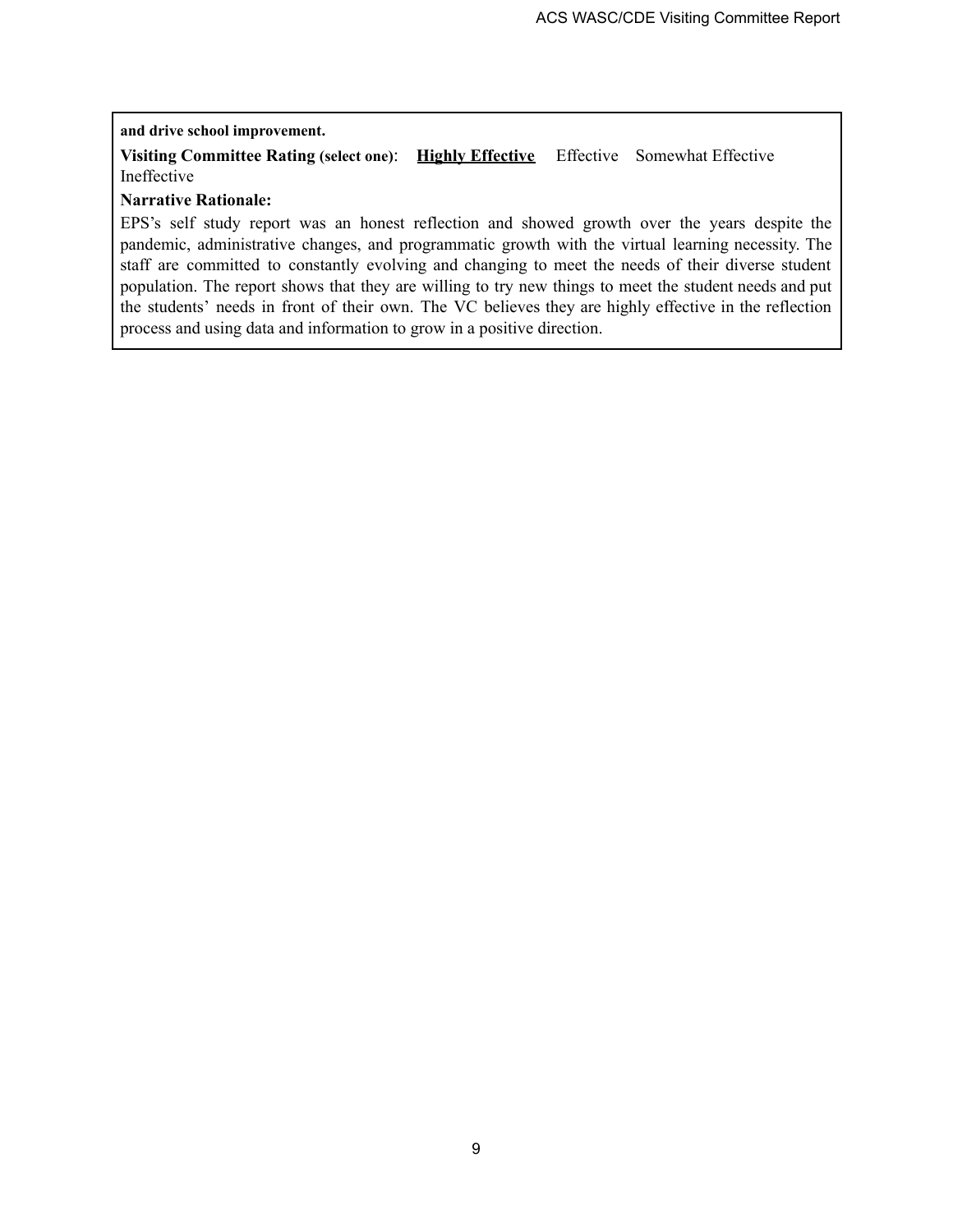**and drive school improvement.**

**Visiting Committee Rating (select one)**: **Highly Effective** Effective Somewhat Effective Ineffective

**Narrative Rationale:**

EPS's self study report was an honest reflection and showed growth over the years despite the pandemic, administrative changes, and programmatic growth with the virtual learning necessity. The staff are committed to constantly evolving and changing to meet the needs of their diverse student population. The report shows that they are willing to try new things to meet the student needs and put the students' needs in front of their own. The VC believes they are highly effective in the reflection process and using data and information to grow in a positive direction.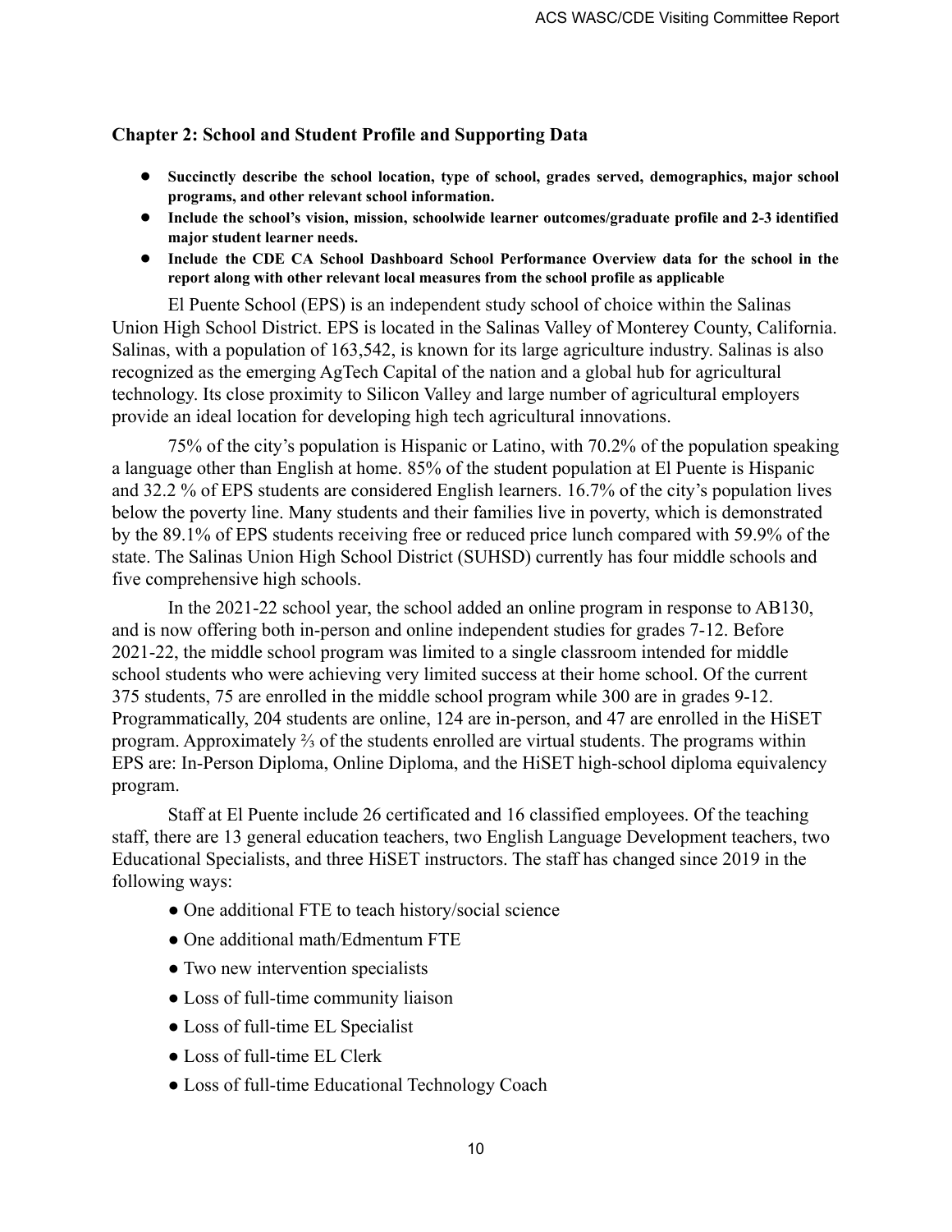### Chapter 2: School and Student Profile and Supporting Data

- **Succinctly describe the school location, type of school, grades served, demographics, major school programs, and other relevant school information.**
- **Include the school's vision, mission, schoolwide learner outcomes/graduate profile and 2-3 identified major student learner needs.**
- **Include the CDE CA School Dashboard School Performance Overview data for the school in the report along with other relevant local measures from the school profile as applicable**

El Puente School (EPS) is an independent study school of choice within the Salinas Union High School District. EPS is located in the Salinas Valley of Monterey County, California. Salinas, with a population of 163,542, is known for its large agriculture industry. Salinas is also recognized as the emerging AgTech Capital of the nation and a global hub for agricultural technology. Its close proximity to Silicon Valley and large number of agricultural employers provide an ideal location for developing high tech agricultural innovations.

75% of the city's population is Hispanic or Latino, with 70.2% of the population speaking a language other than English at home. 85% of the student population at El Puente is Hispanic and 32.2 % of EPS students are considered English learners. 16.7% of the city's population lives below the poverty line. Many students and their families live in poverty, which is demonstrated by the 89.1% of EPS students receiving free or reduced price lunch compared with 59.9% of the state. The Salinas Union High School District (SUHSD) currently has four middle schools and five comprehensive high schools.

In the 2021-22 school year, the school added an online program in response to AB130, and is now offering both in-person and online independent studies for grades 7-12. Before 2021-22, the middle school program was limited to a single classroom intended for middle school students who were achieving very limited success at their home school. Of the current 375 students, 75 are enrolled in the middle school program while 300 are in grades 9-12. Programmatically, 204 students are online, 124 are in-person, and 47 are enrolled in the HiSET program. Approximately ⅔ of the students enrolled are virtual students. The programs within EPS are: In-Person Diploma, Online Diploma, and the HiSET high-school diploma equivalency program.

Staff at El Puente include 26 certificated and 16 classified employees. Of the teaching staff, there are 13 general education teachers, two English Language Development teachers, two Educational Specialists, and three HiSET instructors. The staff has changed since 2019 in the following ways:

- One additional FTE to teach history/social science
- One additional math/Edmentum FTE
- Two new intervention specialists
- Loss of full-time community liaison
- Loss of full-time EL Specialist
- Loss of full-time EL Clerk
- Loss of full-time Educational Technology Coach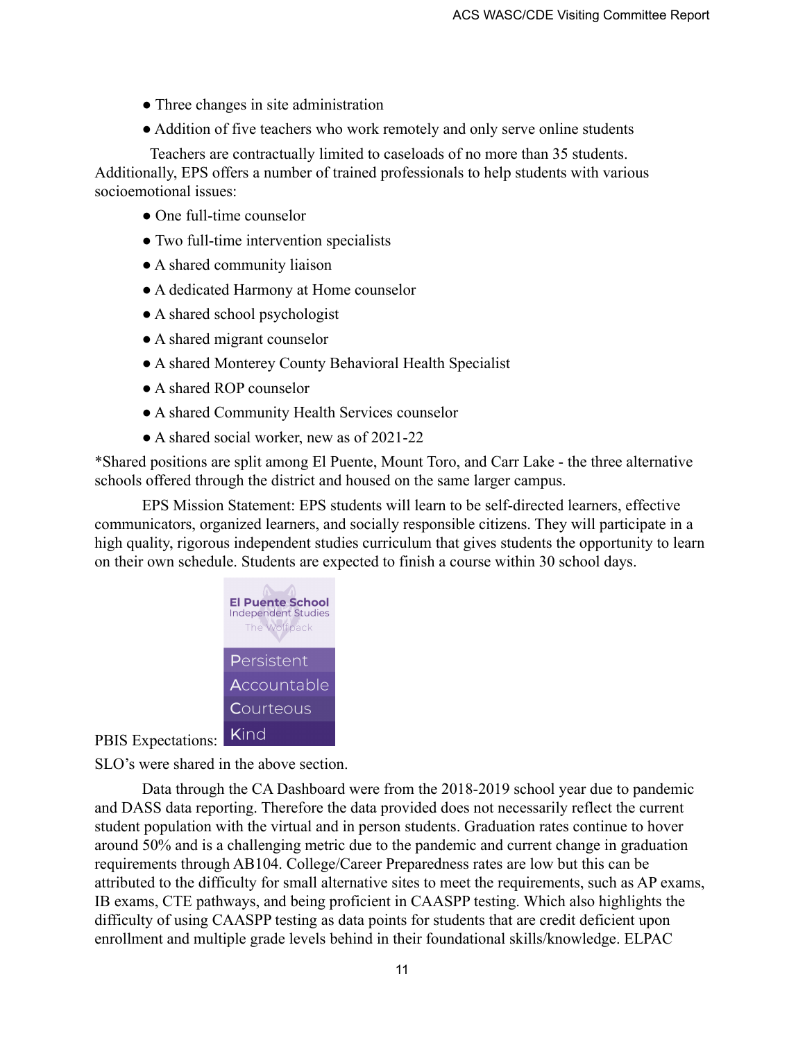- Three changes in site administration
- Addition of five teachers who work remotely and only serve online students

Teachers are contractually limited to caseloads of no more than 35 students. Additionally, EPS offers a number of trained professionals to help students with various socioemotional issues:

- One full-time counselor
- Two full-time intervention specialists
- A shared community liaison
- A dedicated Harmony at Home counselor
- A shared school psychologist
- A shared migrant counselor
- A shared Monterey County Behavioral Health Specialist
- A shared ROP counselor
- A shared Community Health Services counselor
- A shared social worker, new as of 2021-22

*Shared positions are split among El Puente, Mount Toro, and Carr Lake - the three alternative schools offered through the district and housed on the same larger campus.

EPS Mission Statement: EPS students will learn to be self-directed learners, effective communicators, organized learners, and socially responsible citizens. They will participate in a high quality, rigorous independent studies curriculum that gives students the opportunity to learn on their own schedule. Students are expected to finish a course within 30 school days.

PBIS Expectations:

El Puente School
Independent Studies
The Wolfpack

- Persistent
- Accountable
- Courteous
- Kind

SLO's were shared in the above section.

Data through the CA Dashboard were from the 2018-2019 school year due to pandemic and DASS data reporting. Therefore the data provided does not necessarily reflect the current student population with the virtual and in person students. Graduation rates continue to hover around 50% and is a challenging metric due to the pandemic and current change in graduation requirements through AB104. College/Career Preparedness rates are low but this can be attributed to the difficulty for small alternative sites to meet the requirements, such as AP exams, IB exams, CTE pathways, and being proficient in CAASPP testing. Which also highlights the difficulty of using CAASPP testing as data points for students that are credit deficient upon enrollment and multiple grade levels behind in their foundational skills/knowledge. ELPAC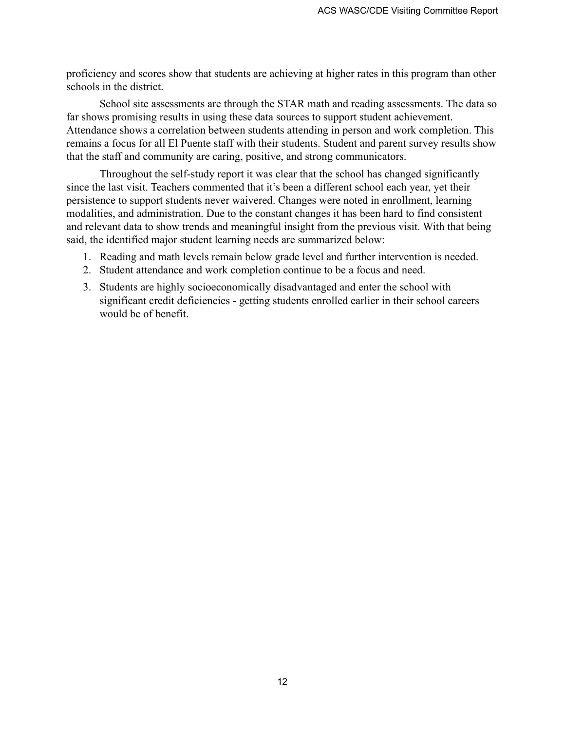proficiency and scores show that students are achieving at higher rates in this program than other schools in the district.

School site assessments are through the STAR math and reading assessments. The data so far shows promising results in using these data sources to support student achievement. Attendance shows a correlation between students attending in person and work completion. This remains a focus for all El Puente staff with their students. Student and parent survey results show that the staff and community are caring, positive, and strong communicators.

Throughout the self-study report it was clear that the school has changed significantly since the last visit. Teachers commented that it's been a different school each year, yet their persistence to support students never waivered. Changes were noted in enrollment, learning modalities, and administration. Due to the constant changes it has been hard to find consistent and relevant data to show trends and meaningful insight from the previous visit. With that being said, the identified major student learning needs are summarized below:

1. Reading and math levels remain below grade level and further intervention is needed.
2. Student attendance and work completion continue to be a focus and need.
3. Students are highly socioeconomically disadvantaged and enter the school with significant credit deficiencies - getting students enrolled earlier in their school careers would be of benefit.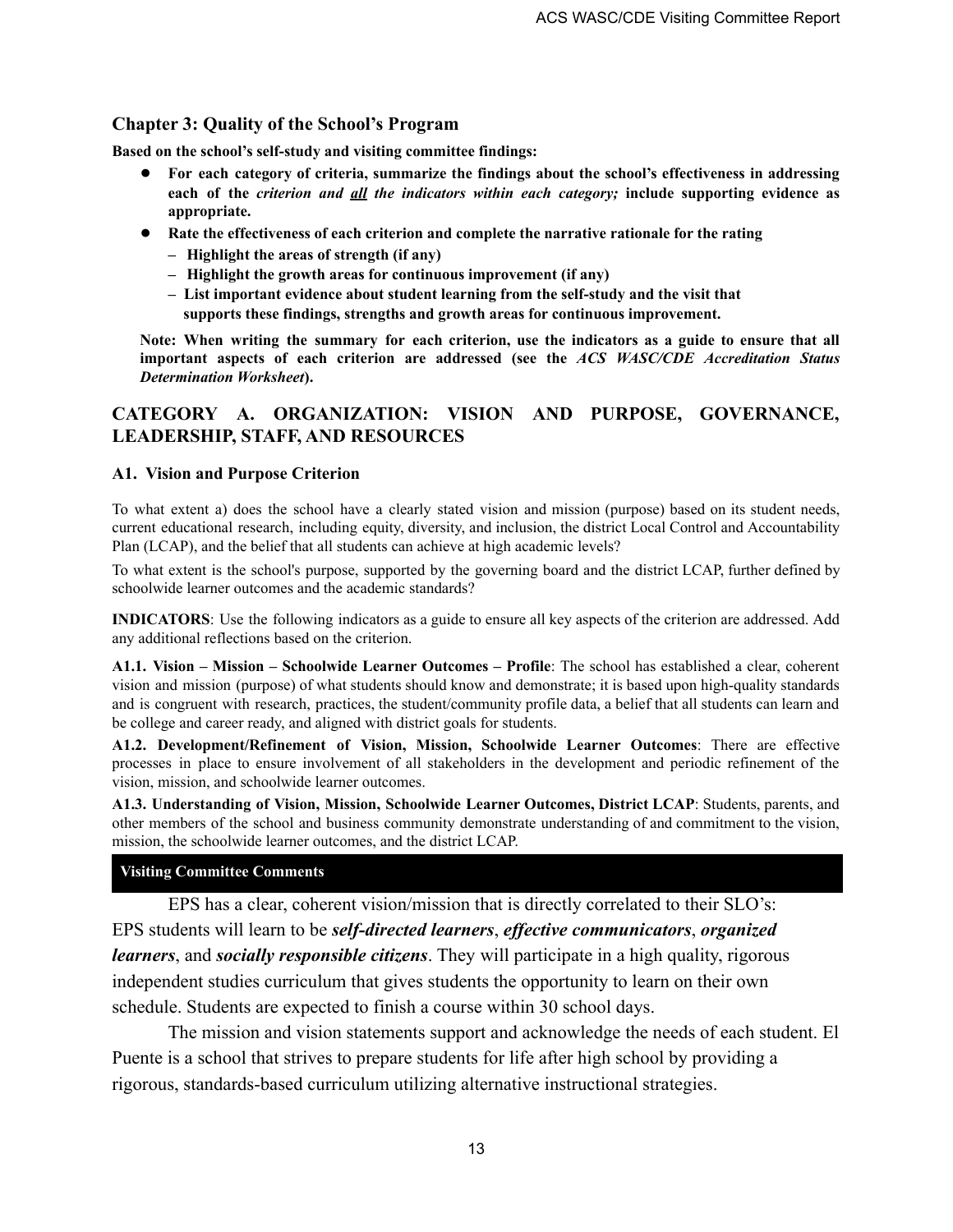## Chapter 3: Quality of the School's Program

**Based on the school's self-study and visiting committee findings:**

- **For each category of criteria, summarize the findings about the school's effectiveness in addressing each of the *criterion and <u>all</u> the indicators within each category;* include supporting evidence as appropriate.**
- **Rate the effectiveness of each criterion and complete the narrative rationale for the rating**
  - **Highlight the areas of strength (if any)**
  - **Highlight the growth areas for continuous improvement (if any)**
  - **List important evidence about student learning from the self-study and the visit that supports these findings, strengths and growth areas for continuous improvement.**

**Note: When writing the summary for each criterion, use the indicators as a guide to ensure that all important aspects of each criterion are addressed (see the *ACS WASC/CDE Accreditation Status Determination Worksheet*).**

## CATEGORY A. ORGANIZATION: VISION AND PURPOSE, GOVERNANCE, LEADERSHIP, STAFF, AND RESOURCES

### A1. Vision and Purpose Criterion

To what extent a) does the school have a clearly stated vision and mission (purpose) based on its student needs, current educational research, including equity, diversity, and inclusion, the district Local Control and Accountability Plan (LCAP), and the belief that all students can achieve at high academic levels?

To what extent is the school's purpose, supported by the governing board and the district LCAP, further defined by schoolwide learner outcomes and the academic standards?

**INDICATORS**: Use the following indicators as a guide to ensure all key aspects of the criterion are addressed. Add any additional reflections based on the criterion.

**A1.1. Vision – Mission – Schoolwide Learner Outcomes – Profile**: The school has established a clear, coherent vision and mission (purpose) of what students should know and demonstrate; it is based upon high-quality standards and is congruent with research, practices, the student/community profile data, a belief that all students can learn and be college and career ready, and aligned with district goals for students.

**A1.2. Development/Refinement of Vision, Mission, Schoolwide Learner Outcomes**: There are effective processes in place to ensure involvement of all stakeholders in the development and periodic refinement of the vision, mission, and schoolwide learner outcomes.

**A1.3. Understanding of Vision, Mission, Schoolwide Learner Outcomes, District LCAP**: Students, parents, and other members of the school and business community demonstrate understanding of and commitment to the vision, mission, the schoolwide learner outcomes, and the district LCAP.

**Visiting Committee Comments**

EPS has a clear, coherent vision/mission that is directly correlated to their SLO's: EPS students will learn to be ***self-directed learners***, ***effective communicators***, ***organized learners***, and ***socially responsible citizens***. They will participate in a high quality, rigorous independent studies curriculum that gives students the opportunity to learn on their own schedule. Students are expected to finish a course within 30 school days.

The mission and vision statements support and acknowledge the needs of each student. El Puente is a school that strives to prepare students for life after high school by providing a rigorous, standards-based curriculum utilizing alternative instructional strategies.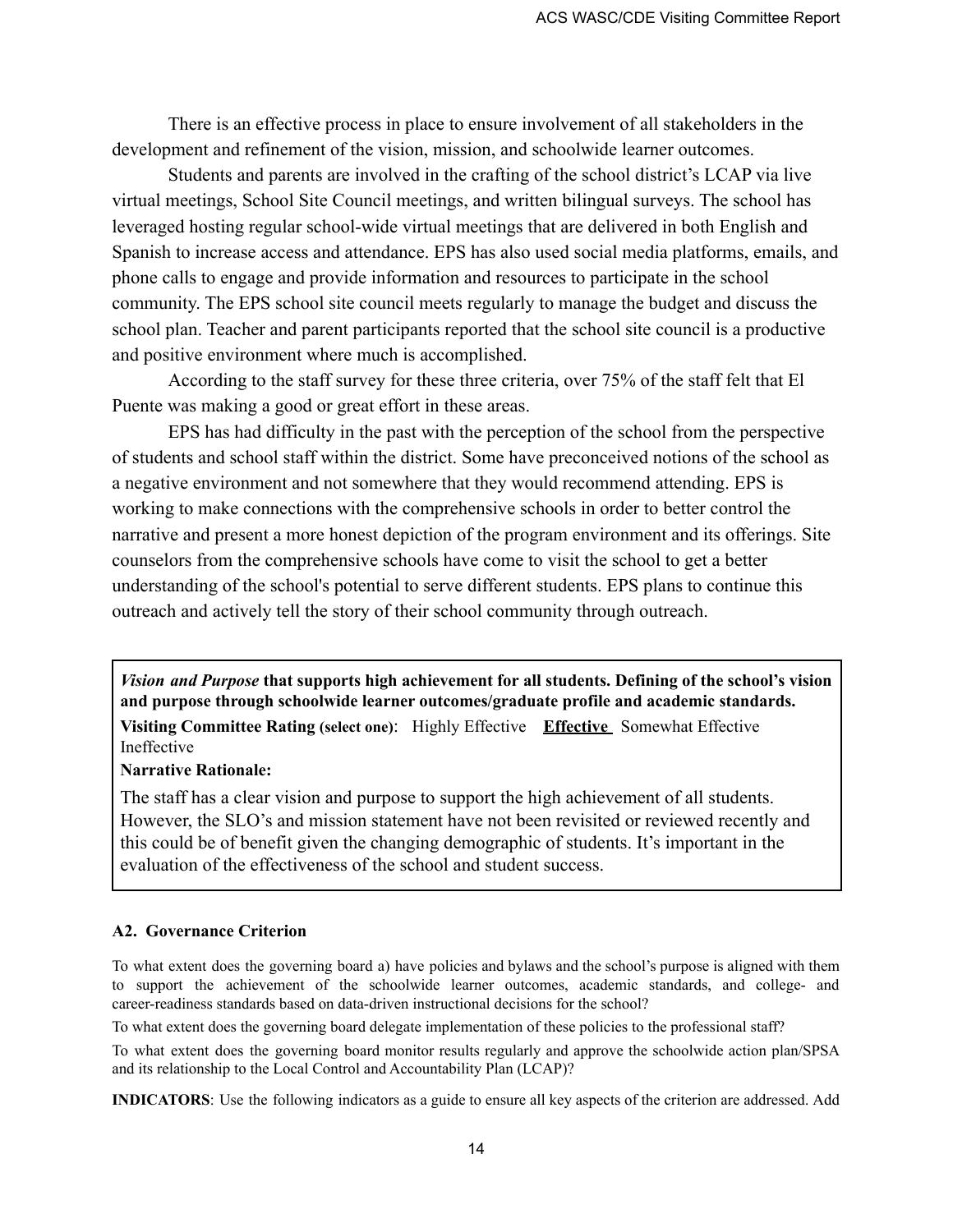There is an effective process in place to ensure involvement of all stakeholders in the development and refinement of the vision, mission, and schoolwide learner outcomes.

Students and parents are involved in the crafting of the school district's LCAP via live virtual meetings, School Site Council meetings, and written bilingual surveys. The school has leveraged hosting regular school-wide virtual meetings that are delivered in both English and Spanish to increase access and attendance. EPS has also used social media platforms, emails, and phone calls to engage and provide information and resources to participate in the school community. The EPS school site council meets regularly to manage the budget and discuss the school plan. Teacher and parent participants reported that the school site council is a productive and positive environment where much is accomplished.

According to the staff survey for these three criteria, over 75% of the staff felt that El Puente was making a good or great effort in these areas.

EPS has had difficulty in the past with the perception of the school from the perspective of students and school staff within the district. Some have preconceived notions of the school as a negative environment and not somewhere that they would recommend attending. EPS is working to make connections with the comprehensive schools in order to better control the narrative and present a more honest depiction of the program environment and its offerings. Site counselors from the comprehensive schools have come to visit the school to get a better understanding of the school's potential to serve different students. EPS plans to continue this outreach and actively tell the story of their school community through outreach.

> ***Vision and Purpose*** **that supports high achievement for all students. Defining of the school's vision and purpose through schoolwide learner outcomes/graduate profile and academic standards.**
>
> **Visiting Committee Rating (select one)**: Highly Effective **<u>Effective</u>** Somewhat Effective Ineffective
>
> **Narrative Rationale:**
>
> The staff has a clear vision and purpose to support the high achievement of all students. However, the SLO's and mission statement have not been revisited or reviewed recently and this could be of benefit given the changing demographic of students. It's important in the evaluation of the effectiveness of the school and student success.

### A2. Governance Criterion

To what extent does the governing board a) have policies and bylaws and the school's purpose is aligned with them to support the achievement of the schoolwide learner outcomes, academic standards, and college- and career-readiness standards based on data-driven instructional decisions for the school?

To what extent does the governing board delegate implementation of these policies to the professional staff?

To what extent does the governing board monitor results regularly and approve the schoolwide action plan/SPSA and its relationship to the Local Control and Accountability Plan (LCAP)?

**INDICATORS**: Use the following indicators as a guide to ensure all key aspects of the criterion are addressed. Add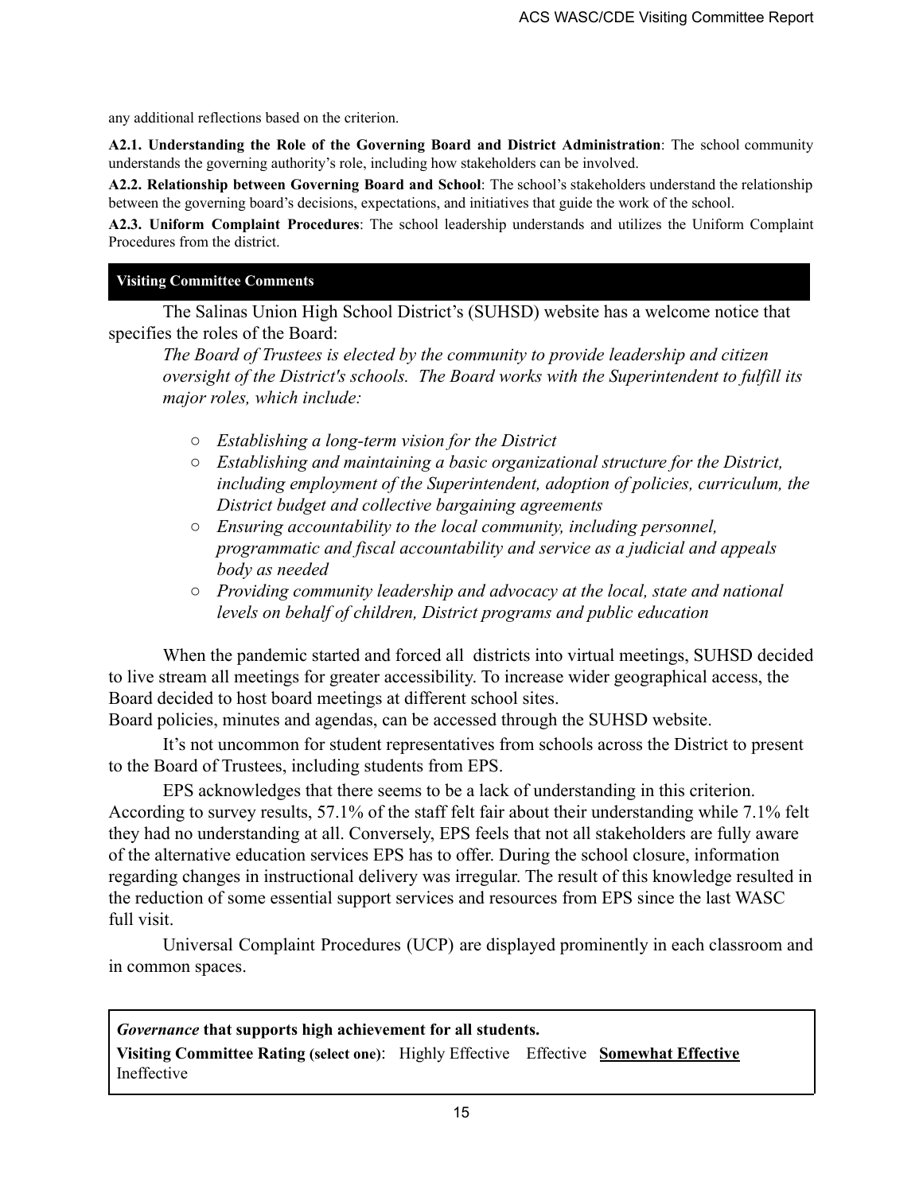any additional reflections based on the criterion.

**A2.1. Understanding the Role of the Governing Board and District Administration**: The school community understands the governing authority's role, including how stakeholders can be involved.

**A2.2. Relationship between Governing Board and School**: The school's stakeholders understand the relationship between the governing board's decisions, expectations, and initiatives that guide the work of the school.

**A2.3. Uniform Complaint Procedures**: The school leadership understands and utilizes the Uniform Complaint Procedures from the district.

**Visiting Committee Comments**

The Salinas Union High School District's (SUHSD) website has a welcome notice that specifies the roles of the Board:

*The Board of Trustees is elected by the community to provide leadership and citizen oversight of the District's schools. The Board works with the Superintendent to fulfill its major roles, which include:*

- *Establishing a long-term vision for the District*
- *Establishing and maintaining a basic organizational structure for the District, including employment of the Superintendent, adoption of policies, curriculum, the District budget and collective bargaining agreements*
- *Ensuring accountability to the local community, including personnel, programmatic and fiscal accountability and service as a judicial and appeals body as needed*
- *Providing community leadership and advocacy at the local, state and national levels on behalf of children, District programs and public education*

When the pandemic started and forced all districts into virtual meetings, SUHSD decided to live stream all meetings for greater accessibility. To increase wider geographical access, the Board decided to host board meetings at different school sites.
Board policies, minutes and agendas, can be accessed through the SUHSD website.

It's not uncommon for student representatives from schools across the District to present to the Board of Trustees, including students from EPS.

EPS acknowledges that there seems to be a lack of understanding in this criterion. According to survey results, 57.1% of the staff felt fair about their understanding while 7.1% felt they had no understanding at all. Conversely, EPS feels that not all stakeholders are fully aware of the alternative education services EPS has to offer. During the school closure, information regarding changes in instructional delivery was irregular. The result of this knowledge resulted in the reduction of some essential support services and resources from EPS since the last WASC full visit.

Universal Complaint Procedures (UCP) are displayed prominently in each classroom and in common spaces.

***Governance*** **that supports high achievement for all students.**

**Visiting Committee Rating (select one)**: Highly Effective Effective **Somewhat Effective** Ineffective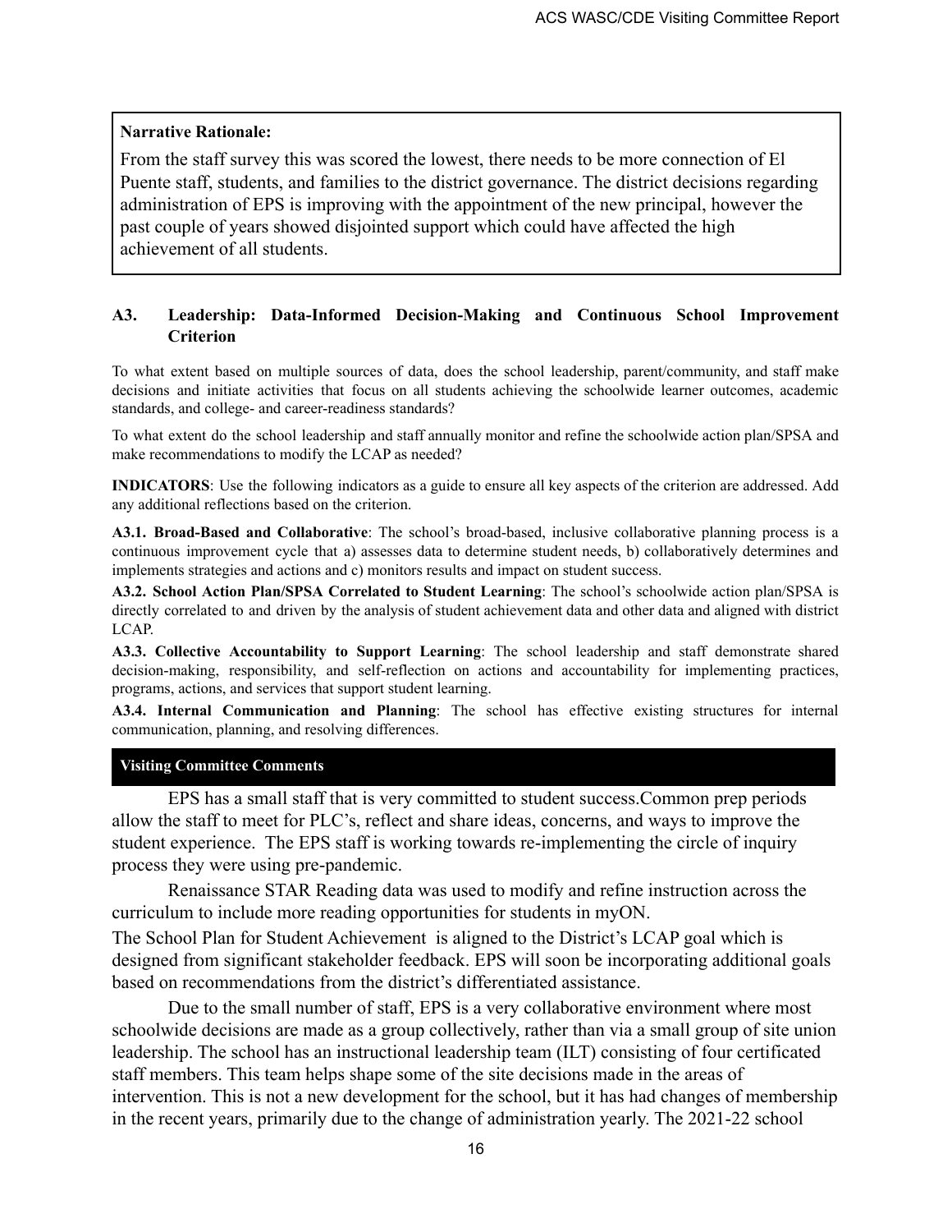**Narrative Rationale:**

From the staff survey this was scored the lowest, there needs to be more connection of El Puente staff, students, and families to the district governance. The district decisions regarding administration of EPS is improving with the appointment of the new principal, however the past couple of years showed disjointed support which could have affected the high achievement of all students.

### A3. Leadership: Data-Informed Decision-Making and Continuous School Improvement Criterion

To what extent based on multiple sources of data, does the school leadership, parent/community, and staff make decisions and initiate activities that focus on all students achieving the schoolwide learner outcomes, academic standards, and college- and career-readiness standards?

To what extent do the school leadership and staff annually monitor and refine the schoolwide action plan/SPSA and make recommendations to modify the LCAP as needed?

**INDICATORS**: Use the following indicators as a guide to ensure all key aspects of the criterion are addressed. Add any additional reflections based on the criterion.

**A3.1. Broad-Based and Collaborative**: The school's broad-based, inclusive collaborative planning process is a continuous improvement cycle that a) assesses data to determine student needs, b) collaboratively determines and implements strategies and actions and c) monitors results and impact on student success.

**A3.2. School Action Plan/SPSA Correlated to Student Learning**: The school's schoolwide action plan/SPSA is directly correlated to and driven by the analysis of student achievement data and other data and aligned with district LCAP.

**A3.3. Collective Accountability to Support Learning**: The school leadership and staff demonstrate shared decision-making, responsibility, and self-reflection on actions and accountability for implementing practices, programs, actions, and services that support student learning.

**A3.4. Internal Communication and Planning**: The school has effective existing structures for internal communication, planning, and resolving differences.

**Visiting Committee Comments**

EPS has a small staff that is very committed to student success.Common prep periods allow the staff to meet for PLC's, reflect and share ideas, concerns, and ways to improve the student experience. The EPS staff is working towards re-implementing the circle of inquiry process they were using pre-pandemic.

Renaissance STAR Reading data was used to modify and refine instruction across the curriculum to include more reading opportunities for students in myON.

The School Plan for Student Achievement is aligned to the District's LCAP goal which is designed from significant stakeholder feedback. EPS will soon be incorporating additional goals based on recommendations from the district's differentiated assistance.

Due to the small number of staff, EPS is a very collaborative environment where most schoolwide decisions are made as a group collectively, rather than via a small group of site union leadership. The school has an instructional leadership team (ILT) consisting of four certificated staff members. This team helps shape some of the site decisions made in the areas of intervention. This is not a new development for the school, but it has had changes of membership in the recent years, primarily due to the change of administration yearly. The 2021-22 school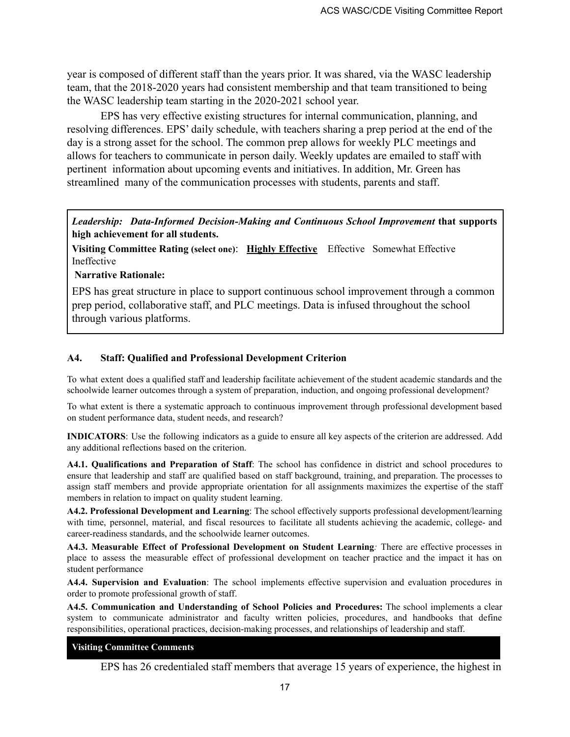year is composed of different staff than the years prior. It was shared, via the WASC leadership team, that the 2018-2020 years had consistent membership and that team transitioned to being the WASC leadership team starting in the 2020-2021 school year.

EPS has very effective existing structures for internal communication, planning, and resolving differences. EPS' daily schedule, with teachers sharing a prep period at the end of the day is a strong asset for the school. The common prep allows for weekly PLC meetings and allows for teachers to communicate in person daily. Weekly updates are emailed to staff with pertinent information about upcoming events and initiatives. In addition, Mr. Green has streamlined many of the communication processes with students, parents and staff.

***Leadership: Data-Informed Decision-Making and Continuous School Improvement*** **that supports high achievement for all students.**

**Visiting Committee Rating (select one)**: **<u>Highly Effective</u>** Effective Somewhat Effective Ineffective

**Narrative Rationale:**

EPS has great structure in place to support continuous school improvement through a common prep period, collaborative staff, and PLC meetings. Data is infused throughout the school through various platforms.

### A4. Staff: Qualified and Professional Development Criterion

To what extent does a qualified staff and leadership facilitate achievement of the student academic standards and the schoolwide learner outcomes through a system of preparation, induction, and ongoing professional development?

To what extent is there a systematic approach to continuous improvement through professional development based on student performance data, student needs, and research?

**INDICATORS**: Use the following indicators as a guide to ensure all key aspects of the criterion are addressed. Add any additional reflections based on the criterion.

**A4.1. Qualifications and Preparation of Staff**: The school has confidence in district and school procedures to ensure that leadership and staff are qualified based on staff background, training, and preparation. The processes to assign staff members and provide appropriate orientation for all assignments maximizes the expertise of the staff members in relation to impact on quality student learning.

**A4.2. Professional Development and Learning**: The school effectively supports professional development/learning with time, personnel, material, and fiscal resources to facilitate all students achieving the academic, college- and career-readiness standards, and the schoolwide learner outcomes.

**A4.3. Measurable Effect of Professional Development on Student Learning***:* There are effective processes in place to assess the measurable effect of professional development on teacher practice and the impact it has on student performance

**A4.4. Supervision and Evaluation**: The school implements effective supervision and evaluation procedures in order to promote professional growth of staff.

**A4.5. Communication and Understanding of School Policies and Procedures:** The school implements a clear system to communicate administrator and faculty written policies, procedures, and handbooks that define responsibilities, operational practices, decision-making processes, and relationships of leadership and staff.

**Visiting Committee Comments**

EPS has 26 credentialed staff members that average 15 years of experience, the highest in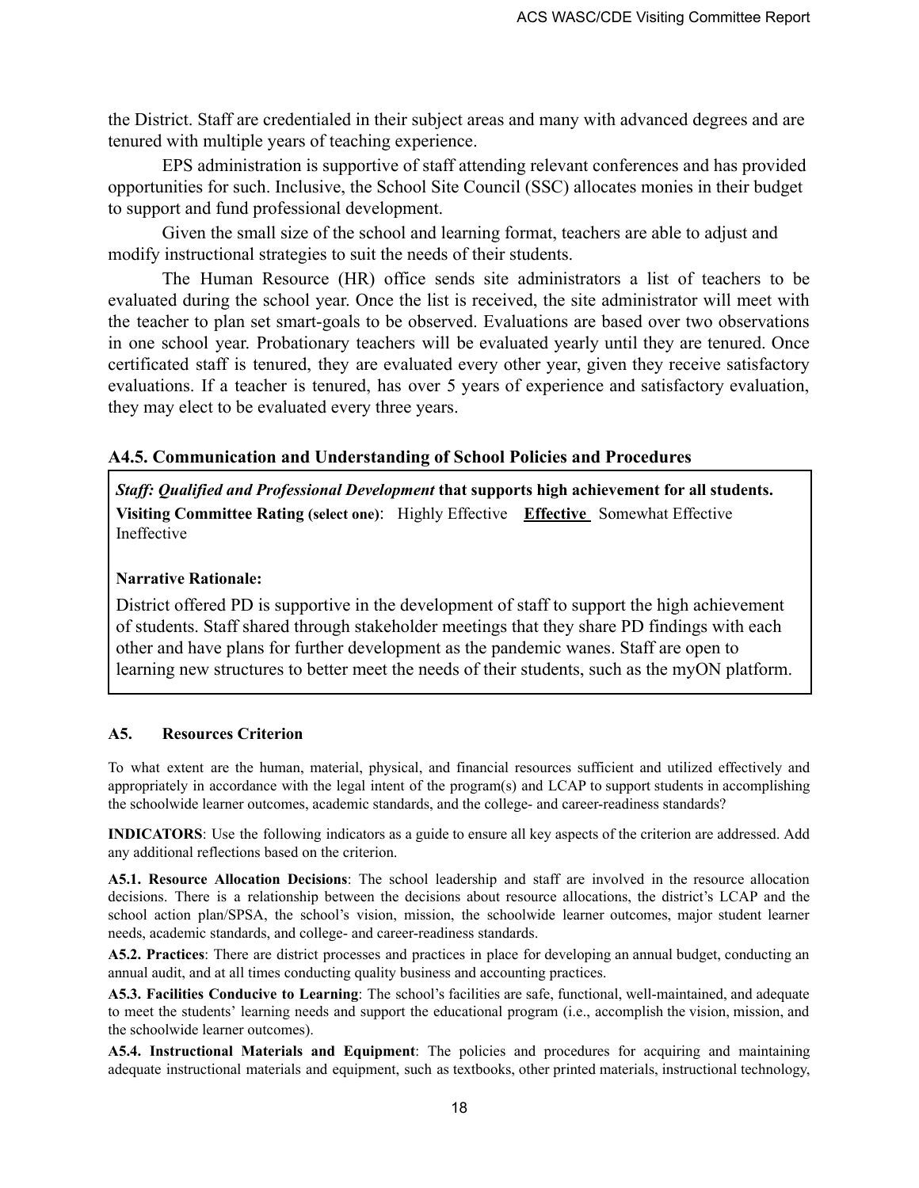the District. Staff are credentialed in their subject areas and many with advanced degrees and are tenured with multiple years of teaching experience.

EPS administration is supportive of staff attending relevant conferences and has provided opportunities for such. Inclusive, the School Site Council (SSC) allocates monies in their budget to support and fund professional development.

Given the small size of the school and learning format, teachers are able to adjust and modify instructional strategies to suit the needs of their students.

The Human Resource (HR) office sends site administrators a list of teachers to be evaluated during the school year. Once the list is received, the site administrator will meet with the teacher to plan set smart-goals to be observed. Evaluations are based over two observations in one school year. Probationary teachers will be evaluated yearly until they are tenured. Once certificated staff is tenured, they are evaluated every other year, given they receive satisfactory evaluations. If a teacher is tenured, has over 5 years of experience and satisfactory evaluation, they may elect to be evaluated every three years.

### A4.5. Communication and Understanding of School Policies and Procedures

***Staff: Qualified and Professional Development*** **that supports high achievement for all students.**

**Visiting Committee Rating (select one)**: Highly Effective **Effective** Somewhat Effective Ineffective

**Narrative Rationale:**

District offered PD is supportive in the development of staff to support the high achievement of students. Staff shared through stakeholder meetings that they share PD findings with each other and have plans for further development as the pandemic wanes. Staff are open to learning new structures to better meet the needs of their students, such as the myON platform.

### A5. Resources Criterion

To what extent are the human, material, physical, and financial resources sufficient and utilized effectively and appropriately in accordance with the legal intent of the program(s) and LCAP to support students in accomplishing the schoolwide learner outcomes, academic standards, and the college- and career-readiness standards?

**INDICATORS**: Use the following indicators as a guide to ensure all key aspects of the criterion are addressed. Add any additional reflections based on the criterion.

**A5.1. Resource Allocation Decisions**: The school leadership and staff are involved in the resource allocation decisions. There is a relationship between the decisions about resource allocations, the district's LCAP and the school action plan/SPSA, the school's vision, mission, the schoolwide learner outcomes, major student learner needs, academic standards, and college- and career-readiness standards.

**A5.2. Practices**: There are district processes and practices in place for developing an annual budget, conducting an annual audit, and at all times conducting quality business and accounting practices.

**A5.3. Facilities Conducive to Learning**: The school's facilities are safe, functional, well-maintained, and adequate to meet the students' learning needs and support the educational program (i.e., accomplish the vision, mission, and the schoolwide learner outcomes).

**A5.4. Instructional Materials and Equipment**: The policies and procedures for acquiring and maintaining adequate instructional materials and equipment, such as textbooks, other printed materials, instructional technology,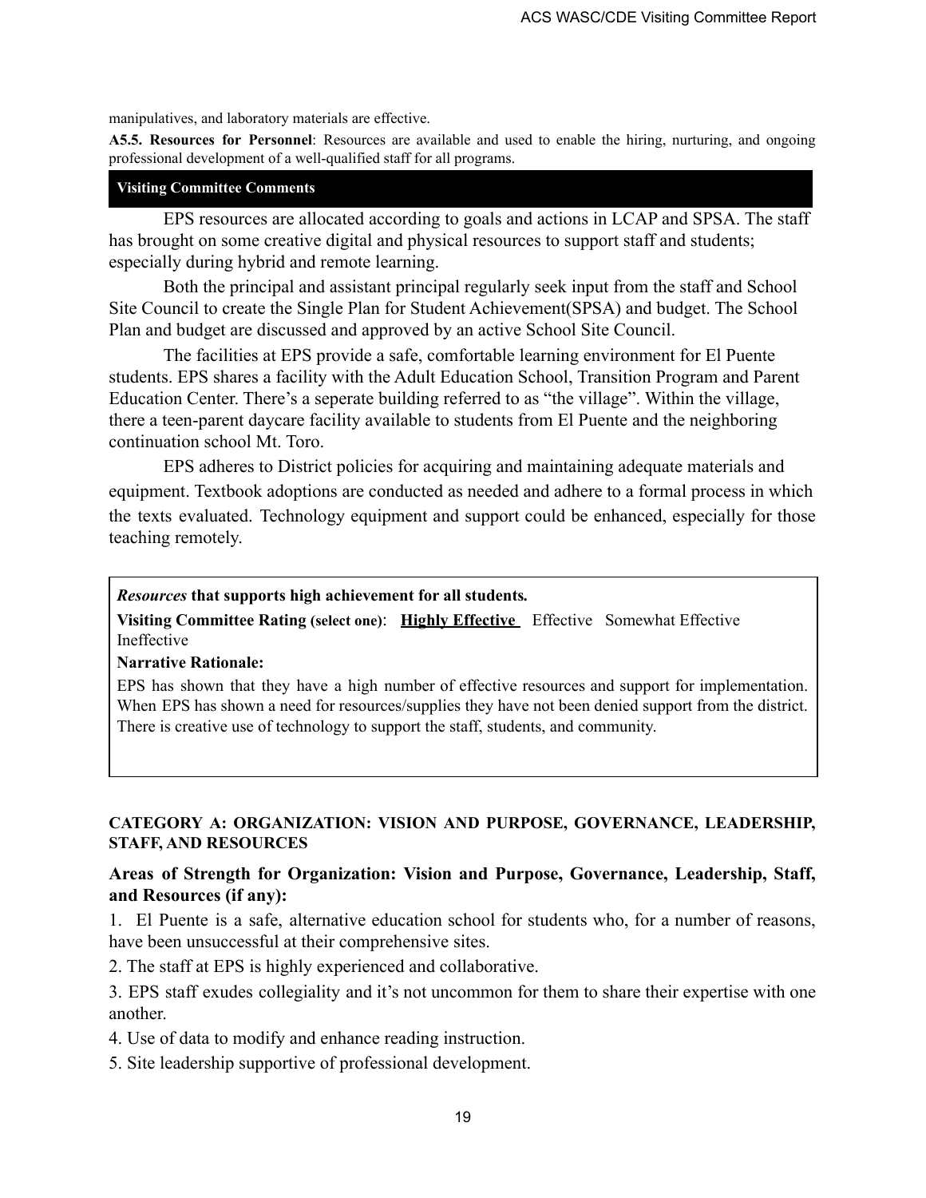manipulatives, and laboratory materials are effective.

**A5.5. Resources for Personnel**: Resources are available and used to enable the hiring, nurturing, and ongoing professional development of a well-qualified staff for all programs.

**Visiting Committee Comments**

EPS resources are allocated according to goals and actions in LCAP and SPSA. The staff has brought on some creative digital and physical resources to support staff and students; especially during hybrid and remote learning.

Both the principal and assistant principal regularly seek input from the staff and School Site Council to create the Single Plan for Student Achievement(SPSA) and budget. The School Plan and budget are discussed and approved by an active School Site Council.

The facilities at EPS provide a safe, comfortable learning environment for El Puente students. EPS shares a facility with the Adult Education School, Transition Program and Parent Education Center. There's a seperate building referred to as "the village". Within the village, there a teen-parent daycare facility available to students from El Puente and the neighboring continuation school Mt. Toro.

EPS adheres to District policies for acquiring and maintaining adequate materials and equipment. Textbook adoptions are conducted as needed and adhere to a formal process in which the texts evaluated. Technology equipment and support could be enhanced, especially for those teaching remotely.

***Resources* that supports high achievement for all students.**

**Visiting Committee Rating (select one)**: **Highly Effective** Effective Somewhat Effective Ineffective

**Narrative Rationale:**

EPS has shown that they have a high number of effective resources and support for implementation. When EPS has shown a need for resources/supplies they have not been denied support from the district. There is creative use of technology to support the staff, students, and community.

**CATEGORY A: ORGANIZATION: VISION AND PURPOSE, GOVERNANCE, LEADERSHIP, STAFF, AND RESOURCES**

### Areas of Strength for Organization: Vision and Purpose, Governance, Leadership, Staff, and Resources (if any):

1. El Puente is a safe, alternative education school for students who, for a number of reasons, have been unsuccessful at their comprehensive sites.
2. The staff at EPS is highly experienced and collaborative.
3. EPS staff exudes collegiality and it's not uncommon for them to share their expertise with one another.
4. Use of data to modify and enhance reading instruction.
5. Site leadership supportive of professional development.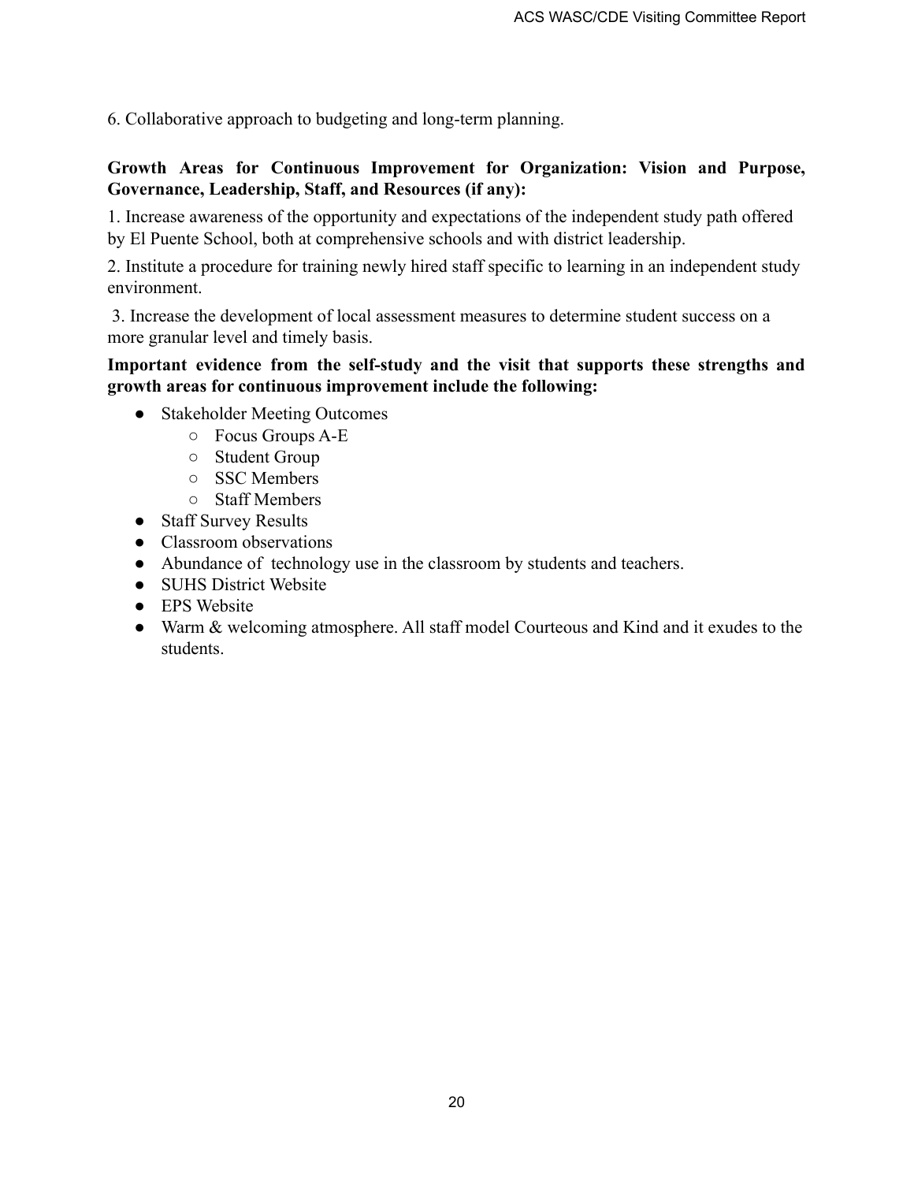6. Collaborative approach to budgeting and long-term planning.

**Growth Areas for Continuous Improvement for Organization: Vision and Purpose, Governance, Leadership, Staff, and Resources (if any):**

1. Increase awareness of the opportunity and expectations of the independent study path offered by El Puente School, both at comprehensive schools and with district leadership.

2. Institute a procedure for training newly hired staff specific to learning in an independent study environment.

3. Increase the development of local assessment measures to determine student success on a more granular level and timely basis.

**Important evidence from the self-study and the visit that supports these strengths and growth areas for continuous improvement include the following:**

- Stakeholder Meeting Outcomes
  - Focus Groups A-E
  - Student Group
  - SSC Members
  - Staff Members
- Staff Survey Results
- Classroom observations
- Abundance of technology use in the classroom by students and teachers.
- SUHS District Website
- EPS Website
- Warm & welcoming atmosphere. All staff model Courteous and Kind and it exudes to the students.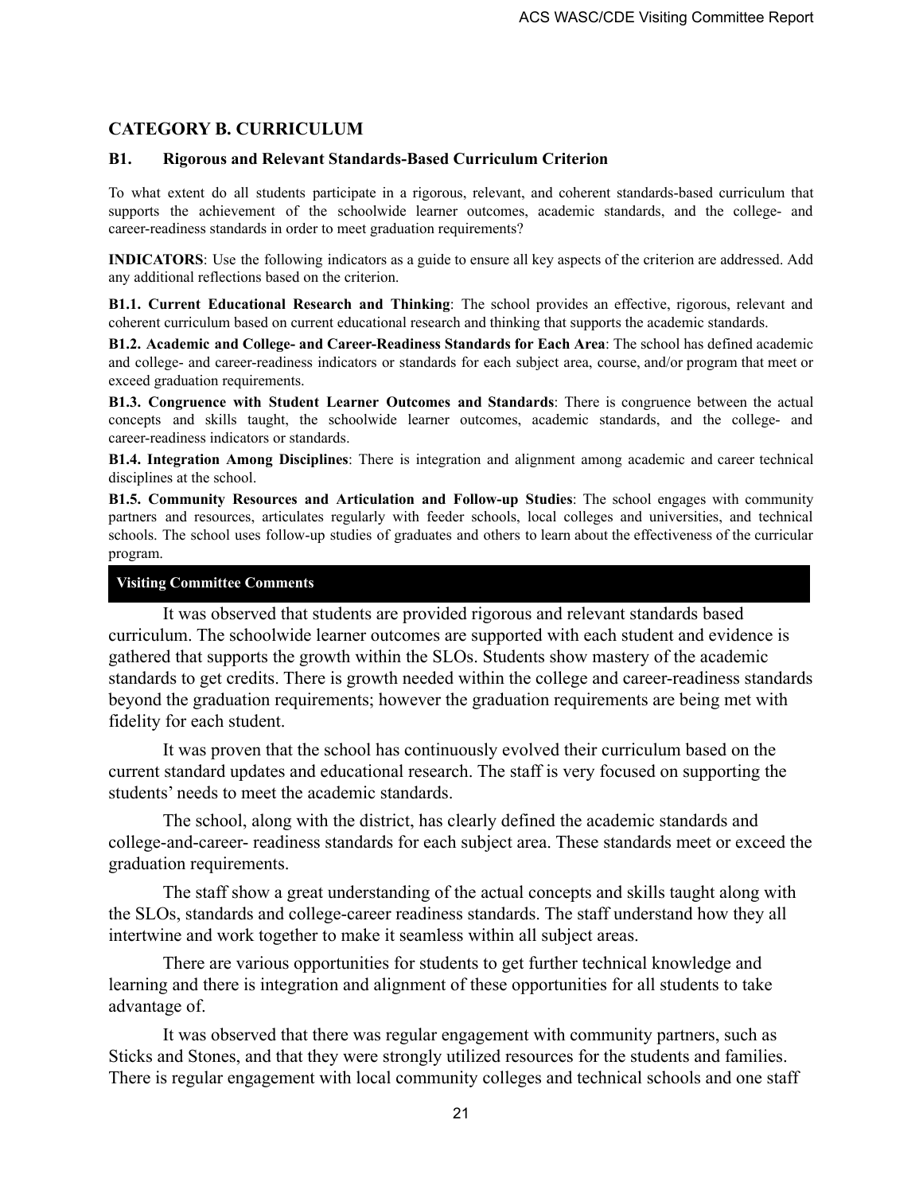## CATEGORY B. CURRICULUM

### B1. Rigorous and Relevant Standards-Based Curriculum Criterion

To what extent do all students participate in a rigorous, relevant, and coherent standards-based curriculum that supports the achievement of the schoolwide learner outcomes, academic standards, and the college- and career-readiness standards in order to meet graduation requirements?

**INDICATORS**: Use the following indicators as a guide to ensure all key aspects of the criterion are addressed. Add any additional reflections based on the criterion.

**B1.1. Current Educational Research and Thinking**: The school provides an effective, rigorous, relevant and coherent curriculum based on current educational research and thinking that supports the academic standards.

**B1.2. Academic and College- and Career-Readiness Standards for Each Area**: The school has defined academic and college- and career-readiness indicators or standards for each subject area, course, and/or program that meet or exceed graduation requirements.

**B1.3. Congruence with Student Learner Outcomes and Standards**: There is congruence between the actual concepts and skills taught, the schoolwide learner outcomes, academic standards, and the college- and career-readiness indicators or standards.

**B1.4. Integration Among Disciplines**: There is integration and alignment among academic and career technical disciplines at the school.

**B1.5. Community Resources and Articulation and Follow-up Studies**: The school engages with community partners and resources, articulates regularly with feeder schools, local colleges and universities, and technical schools. The school uses follow-up studies of graduates and others to learn about the effectiveness of the curricular program.

**Visiting Committee Comments**

It was observed that students are provided rigorous and relevant standards based curriculum. The schoolwide learner outcomes are supported with each student and evidence is gathered that supports the growth within the SLOs. Students show mastery of the academic standards to get credits. There is growth needed within the college and career-readiness standards beyond the graduation requirements; however the graduation requirements are being met with fidelity for each student.

It was proven that the school has continuously evolved their curriculum based on the current standard updates and educational research. The staff is very focused on supporting the students' needs to meet the academic standards.

The school, along with the district, has clearly defined the academic standards and college-and-career- readiness standards for each subject area. These standards meet or exceed the graduation requirements.

The staff show a great understanding of the actual concepts and skills taught along with the SLOs, standards and college-career readiness standards. The staff understand how they all intertwine and work together to make it seamless within all subject areas.

There are various opportunities for students to get further technical knowledge and learning and there is integration and alignment of these opportunities for all students to take advantage of.

It was observed that there was regular engagement with community partners, such as Sticks and Stones, and that they were strongly utilized resources for the students and families. There is regular engagement with local community colleges and technical schools and one staff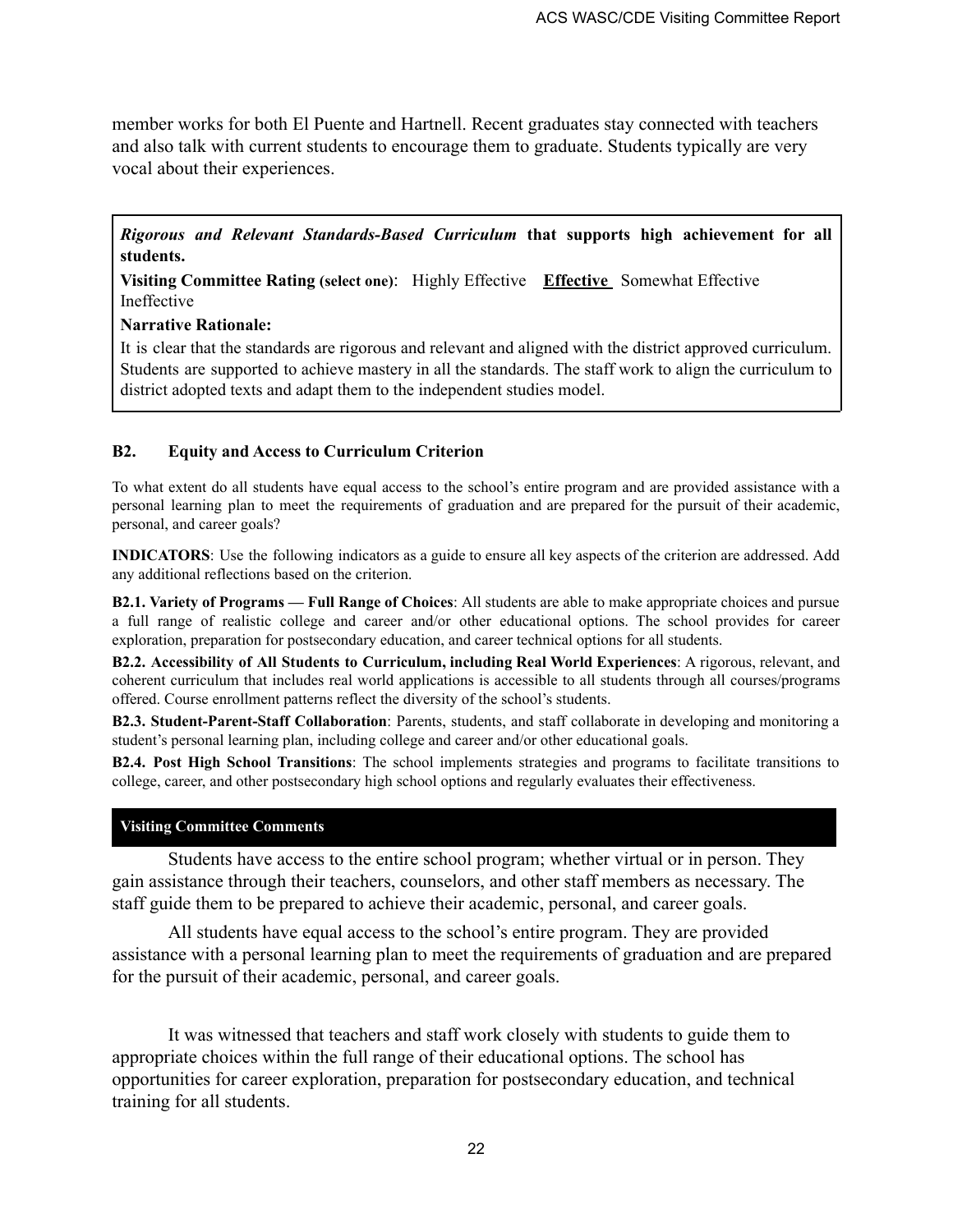member works for both El Puente and Hartnell. Recent graduates stay connected with teachers and also talk with current students to encourage them to graduate. Students typically are very vocal about their experiences.

***Rigorous and Relevant Standards-Based Curriculum*** **that supports high achievement for all students.**

**Visiting Committee Rating (select one)**: Highly Effective **Effective** Somewhat Effective Ineffective

**Narrative Rationale:**

It is clear that the standards are rigorous and relevant and aligned with the district approved curriculum. Students are supported to achieve mastery in all the standards. The staff work to align the curriculum to district adopted texts and adapt them to the independent studies model.

### B2. Equity and Access to Curriculum Criterion

To what extent do all students have equal access to the school's entire program and are provided assistance with a personal learning plan to meet the requirements of graduation and are prepared for the pursuit of their academic, personal, and career goals?

**INDICATORS**: Use the following indicators as a guide to ensure all key aspects of the criterion are addressed. Add any additional reflections based on the criterion.

**B2.1. Variety of Programs — Full Range of Choices**: All students are able to make appropriate choices and pursue a full range of realistic college and career and/or other educational options. The school provides for career exploration, preparation for postsecondary education, and career technical options for all students.

**B2.2. Accessibility of All Students to Curriculum, including Real World Experiences**: A rigorous, relevant, and coherent curriculum that includes real world applications is accessible to all students through all courses/programs offered. Course enrollment patterns reflect the diversity of the school's students.

**B2.3. Student-Parent-Staff Collaboration**: Parents, students, and staff collaborate in developing and monitoring a student's personal learning plan, including college and career and/or other educational goals.

**B2.4. Post High School Transitions**: The school implements strategies and programs to facilitate transitions to college, career, and other postsecondary high school options and regularly evaluates their effectiveness.

**Visiting Committee Comments**

Students have access to the entire school program; whether virtual or in person. They gain assistance through their teachers, counselors, and other staff members as necessary. The staff guide them to be prepared to achieve their academic, personal, and career goals.

All students have equal access to the school's entire program. They are provided assistance with a personal learning plan to meet the requirements of graduation and are prepared for the pursuit of their academic, personal, and career goals.

It was witnessed that teachers and staff work closely with students to guide them to appropriate choices within the full range of their educational options. The school has opportunities for career exploration, preparation for postsecondary education, and technical training for all students.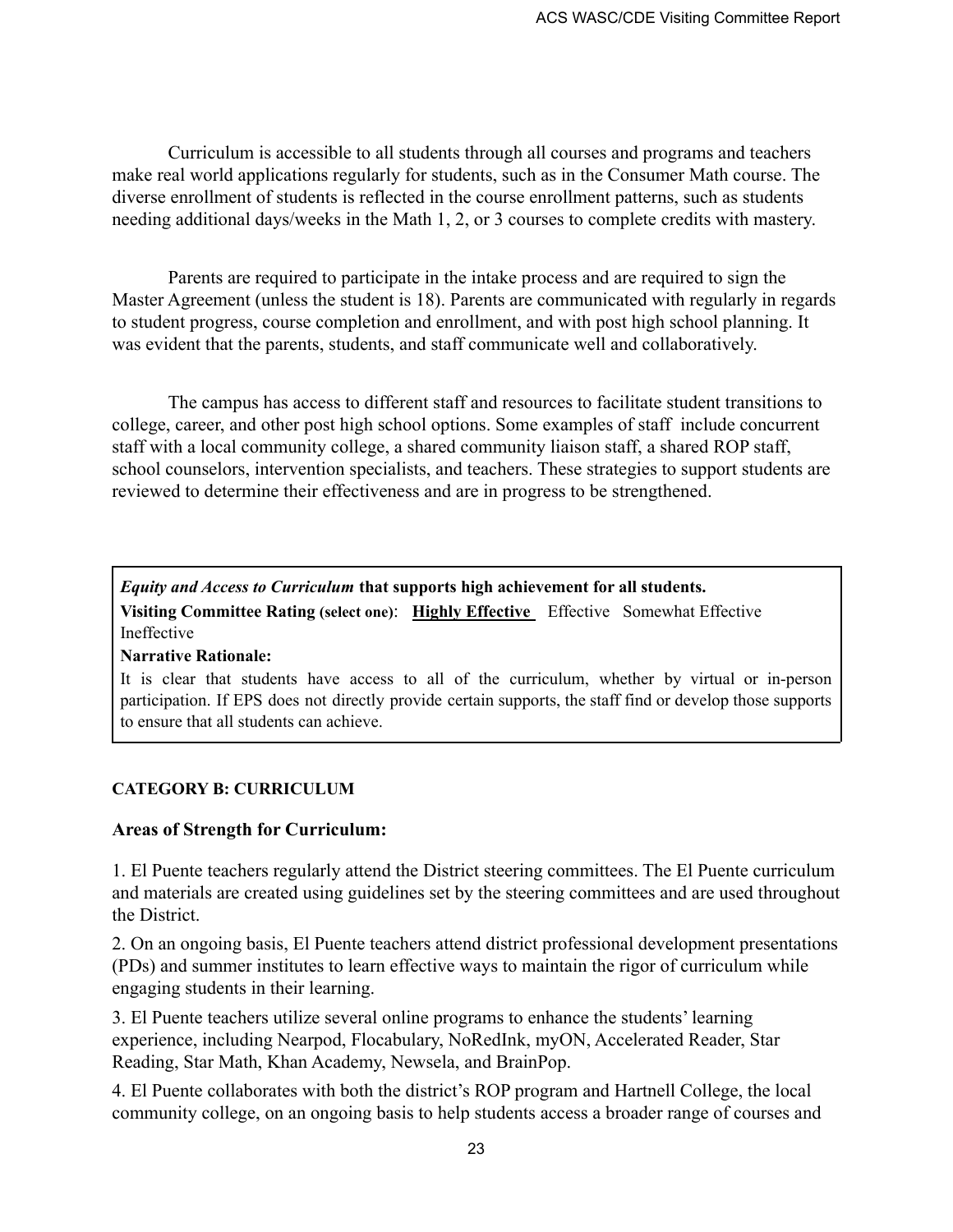Curriculum is accessible to all students through all courses and programs and teachers make real world applications regularly for students, such as in the Consumer Math course. The diverse enrollment of students is reflected in the course enrollment patterns, such as students needing additional days/weeks in the Math 1, 2, or 3 courses to complete credits with mastery.

Parents are required to participate in the intake process and are required to sign the Master Agreement (unless the student is 18). Parents are communicated with regularly in regards to student progress, course completion and enrollment, and with post high school planning. It was evident that the parents, students, and staff communicate well and collaboratively.

The campus has access to different staff and resources to facilitate student transitions to college, career, and other post high school options. Some examples of staff include concurrent staff with a local community college, a shared community liaison staff, a shared ROP staff, school counselors, intervention specialists, and teachers. These strategies to support students are reviewed to determine their effectiveness and are in progress to be strengthened.

> ***Equity and Access to Curriculum* that supports high achievement for all students.**
>
> **Visiting Committee Rating (select one)**: **<u>Highly Effective</u>** Effective Somewhat Effective Ineffective
>
> **Narrative Rationale:**
>
> It is clear that students have access to all of the curriculum, whether by virtual or in-person participation. If EPS does not directly provide certain supports, the staff find or develop those supports to ensure that all students can achieve.

**CATEGORY B: CURRICULUM**

### Areas of Strength for Curriculum:

1. El Puente teachers regularly attend the District steering committees. The El Puente curriculum and materials are created using guidelines set by the steering committees and are used throughout the District.
2. On an ongoing basis, El Puente teachers attend district professional development presentations (PDs) and summer institutes to learn effective ways to maintain the rigor of curriculum while engaging students in their learning.
3. El Puente teachers utilize several online programs to enhance the students' learning experience, including Nearpod, Flocabulary, NoRedInk, myON, Accelerated Reader, Star Reading, Star Math, Khan Academy, Newsela, and BrainPop.
4. El Puente collaborates with both the district's ROP program and Hartnell College, the local community college, on an ongoing basis to help students access a broader range of courses and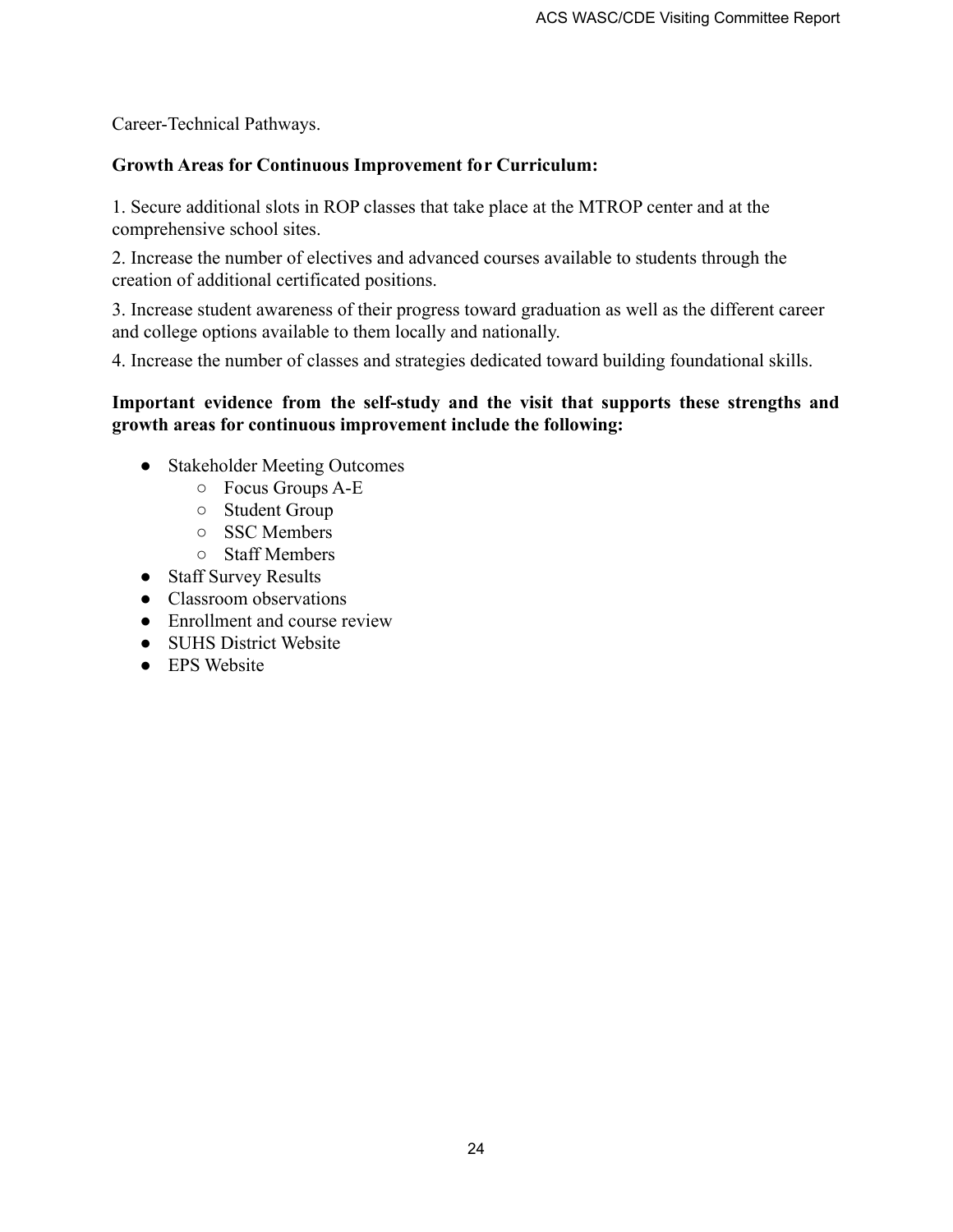Career-Technical Pathways.

**Growth Areas for Continuous Improvement for Curriculum:**

1. Secure additional slots in ROP classes that take place at the MTROP center and at the comprehensive school sites.

2. Increase the number of electives and advanced courses available to students through the creation of additional certificated positions.

3. Increase student awareness of their progress toward graduation as well as the different career and college options available to them locally and nationally.

4. Increase the number of classes and strategies dedicated toward building foundational skills.

**Important evidence from the self-study and the visit that supports these strengths and growth areas for continuous improvement include the following:**

- Stakeholder Meeting Outcomes
  - Focus Groups A-E
  - Student Group
  - SSC Members
  - Staff Members
- Staff Survey Results
- Classroom observations
- Enrollment and course review
- SUHS District Website
- EPS Website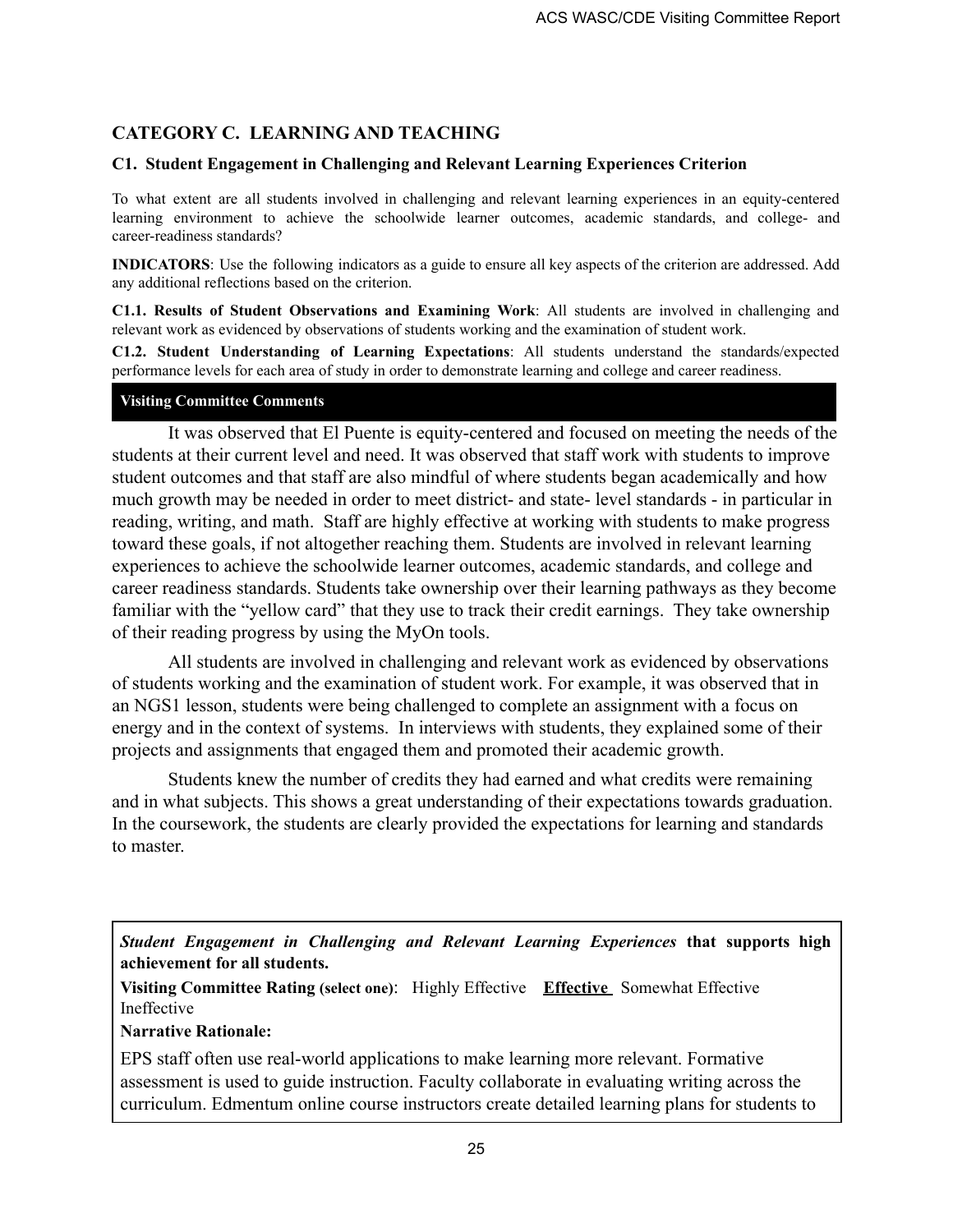## CATEGORY C. LEARNING AND TEACHING

### C1. Student Engagement in Challenging and Relevant Learning Experiences Criterion

To what extent are all students involved in challenging and relevant learning experiences in an equity-centered learning environment to achieve the schoolwide learner outcomes, academic standards, and college- and career-readiness standards?

**INDICATORS**: Use the following indicators as a guide to ensure all key aspects of the criterion are addressed. Add any additional reflections based on the criterion.

**C1.1. Results of Student Observations and Examining Work**: All students are involved in challenging and relevant work as evidenced by observations of students working and the examination of student work.

**C1.2. Student Understanding of Learning Expectations**: All students understand the standards/expected performance levels for each area of study in order to demonstrate learning and college and career readiness.

**Visiting Committee Comments**

It was observed that El Puente is equity-centered and focused on meeting the needs of the students at their current level and need. It was observed that staff work with students to improve student outcomes and that staff are also mindful of where students began academically and how much growth may be needed in order to meet district- and state- level standards - in particular in reading, writing, and math. Staff are highly effective at working with students to make progress toward these goals, if not altogether reaching them. Students are involved in relevant learning experiences to achieve the schoolwide learner outcomes, academic standards, and college and career readiness standards. Students take ownership over their learning pathways as they become familiar with the "yellow card" that they use to track their credit earnings. They take ownership of their reading progress by using the MyOn tools.

All students are involved in challenging and relevant work as evidenced by observations of students working and the examination of student work. For example, it was observed that in an NGS1 lesson, students were being challenged to complete an assignment with a focus on energy and in the context of systems. In interviews with students, they explained some of their projects and assignments that engaged them and promoted their academic growth.

Students knew the number of credits they had earned and what credits were remaining and in what subjects. This shows a great understanding of their expectations towards graduation. In the coursework, the students are clearly provided the expectations for learning and standards to master.

***Student Engagement in Challenging and Relevant Learning Experiences*** **that supports high achievement for all students.**

**Visiting Committee Rating (select one)**: Highly Effective **Effective** Somewhat Effective Ineffective

**Narrative Rationale:**

EPS staff often use real-world applications to make learning more relevant. Formative assessment is used to guide instruction. Faculty collaborate in evaluating writing across the curriculum. Edmentum online course instructors create detailed learning plans for students to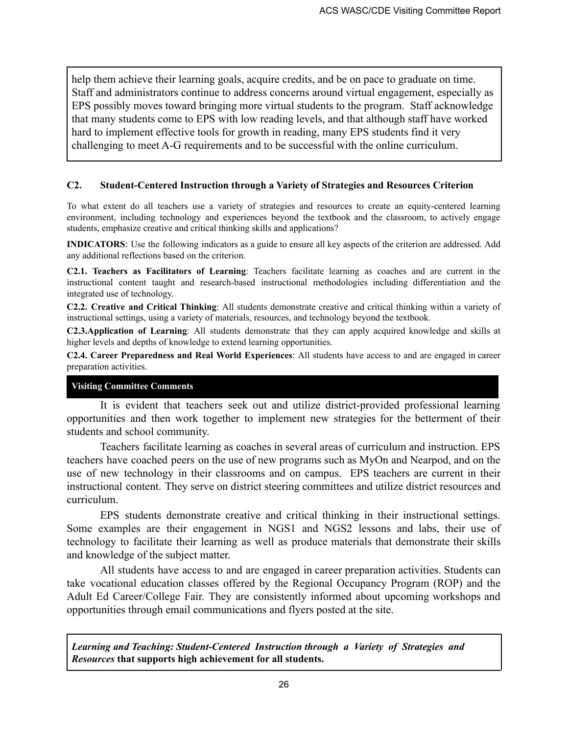help them achieve their learning goals, acquire credits, and be on pace to graduate on time. Staff and administrators continue to address concerns around virtual engagement, especially as EPS possibly moves toward bringing more virtual students to the program. Staff acknowledge that many students come to EPS with low reading levels, and that although staff have worked hard to implement effective tools for growth in reading, many EPS students find it very challenging to meet A-G requirements and to be successful with the online curriculum.

### C2. Student-Centered Instruction through a Variety of Strategies and Resources Criterion

To what extent do all teachers use a variety of strategies and resources to create an equity-centered learning environment, including technology and experiences beyond the textbook and the classroom, to actively engage students, emphasize creative and critical thinking skills and applications?

**INDICATORS**: Use the following indicators as a guide to ensure all key aspects of the criterion are addressed. Add any additional reflections based on the criterion.

**C2.1. Teachers as Facilitators of Learning**: Teachers facilitate learning as coaches and are current in the instructional content taught and research-based instructional methodologies including differentiation and the integrated use of technology.

**C2.2. Creative and Critical Thinking**: All students demonstrate creative and critical thinking within a variety of instructional settings, using a variety of materials, resources, and technology beyond the textbook.

**C2.3.Application of Learning**: All students demonstrate that they can apply acquired knowledge and skills at higher levels and depths of knowledge to extend learning opportunities.

**C2.4. Career Preparedness and Real World Experiences**: All students have access to and are engaged in career preparation activities.

**Visiting Committee Comments**

It is evident that teachers seek out and utilize district-provided professional learning opportunities and then work together to implement new strategies for the betterment of their students and school community.

Teachers facilitate learning as coaches in several areas of curriculum and instruction. EPS teachers have coached peers on the use of new programs such as MyOn and Nearpod, and on the use of new technology in their classrooms and on campus. EPS teachers are current in their instructional content. They serve on district steering committees and utilize district resources and curriculum.

EPS students demonstrate creative and critical thinking in their instructional settings. Some examples are their engagement in NGS1 and NGS2 lessons and labs, their use of technology to facilitate their learning as well as produce materials that demonstrate their skills and knowledge of the subject matter.

All students have access to and are engaged in career preparation activities. Students can take vocational education classes offered by the Regional Occupancy Program (ROP) and the Adult Ed Career/College Fair. They are consistently informed about upcoming workshops and opportunities through email communications and flyers posted at the site.

***Learning and Teaching: Student-Centered Instruction through a Variety of Strategies and Resources* that supports high achievement for all students.**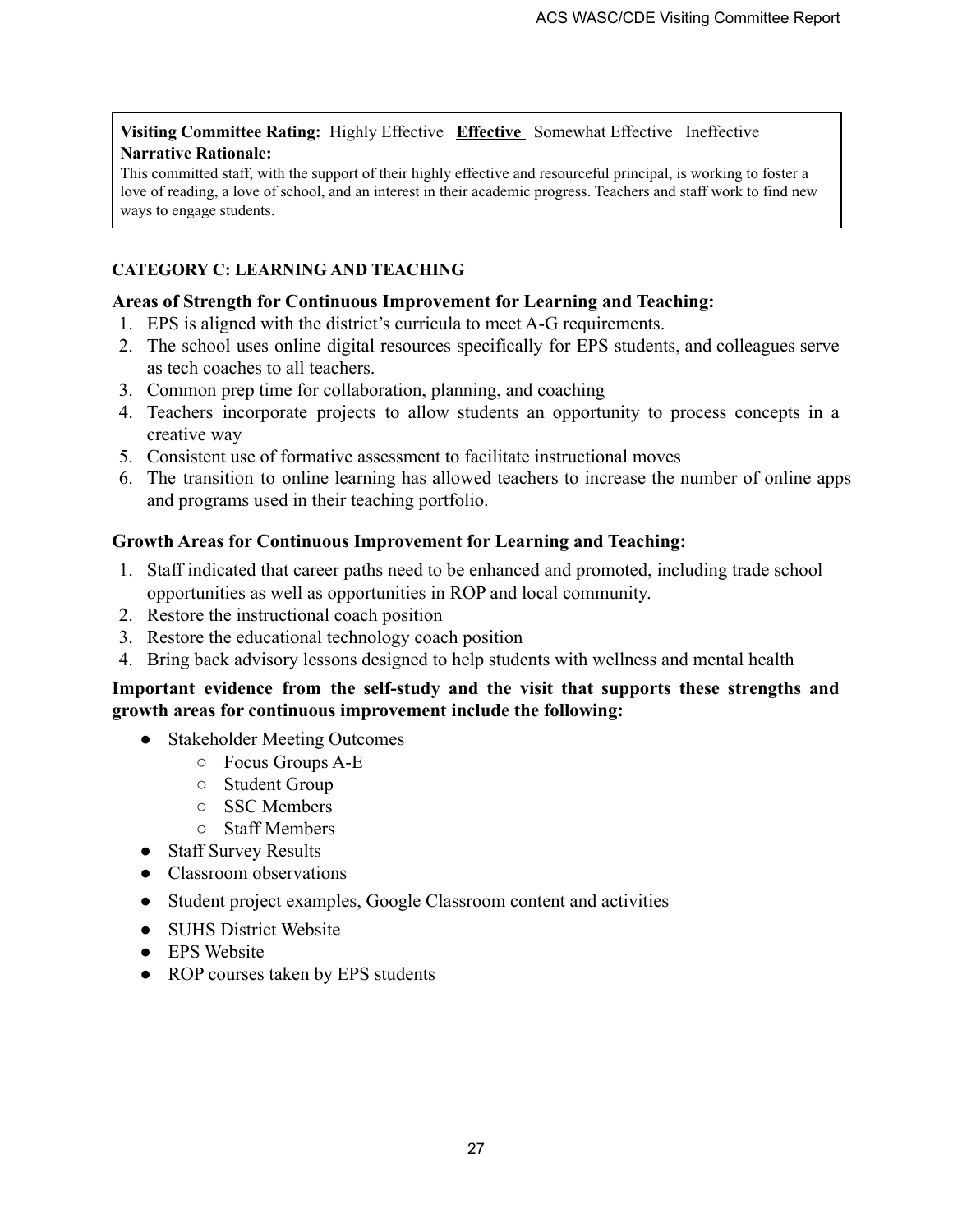**Visiting Committee Rating:** Highly Effective **Effective** Somewhat Effective Ineffective

**Narrative Rationale:**

This committed staff, with the support of their highly effective and resourceful principal, is working to foster a love of reading, a love of school, and an interest in their academic progress. Teachers and staff work to find new ways to engage students.

**CATEGORY C: LEARNING AND TEACHING**

**Areas of Strength for Continuous Improvement for Learning and Teaching:**

1. EPS is aligned with the district's curricula to meet A-G requirements.
2. The school uses online digital resources specifically for EPS students, and colleagues serve as tech coaches to all teachers.
3. Common prep time for collaboration, planning, and coaching
4. Teachers incorporate projects to allow students an opportunity to process concepts in a creative way
5. Consistent use of formative assessment to facilitate instructional moves
6. The transition to online learning has allowed teachers to increase the number of online apps and programs used in their teaching portfolio.

**Growth Areas for Continuous Improvement for Learning and Teaching:**

1. Staff indicated that career paths need to be enhanced and promoted, including trade school opportunities as well as opportunities in ROP and local community.
2. Restore the instructional coach position
3. Restore the educational technology coach position
4. Bring back advisory lessons designed to help students with wellness and mental health

**Important evidence from the self-study and the visit that supports these strengths and growth areas for continuous improvement include the following:**

- Stakeholder Meeting Outcomes
  - Focus Groups A-E
  - Student Group
  - SSC Members
  - Staff Members
- Staff Survey Results
- Classroom observations
- Student project examples, Google Classroom content and activities
- SUHS District Website
- EPS Website
- ROP courses taken by EPS students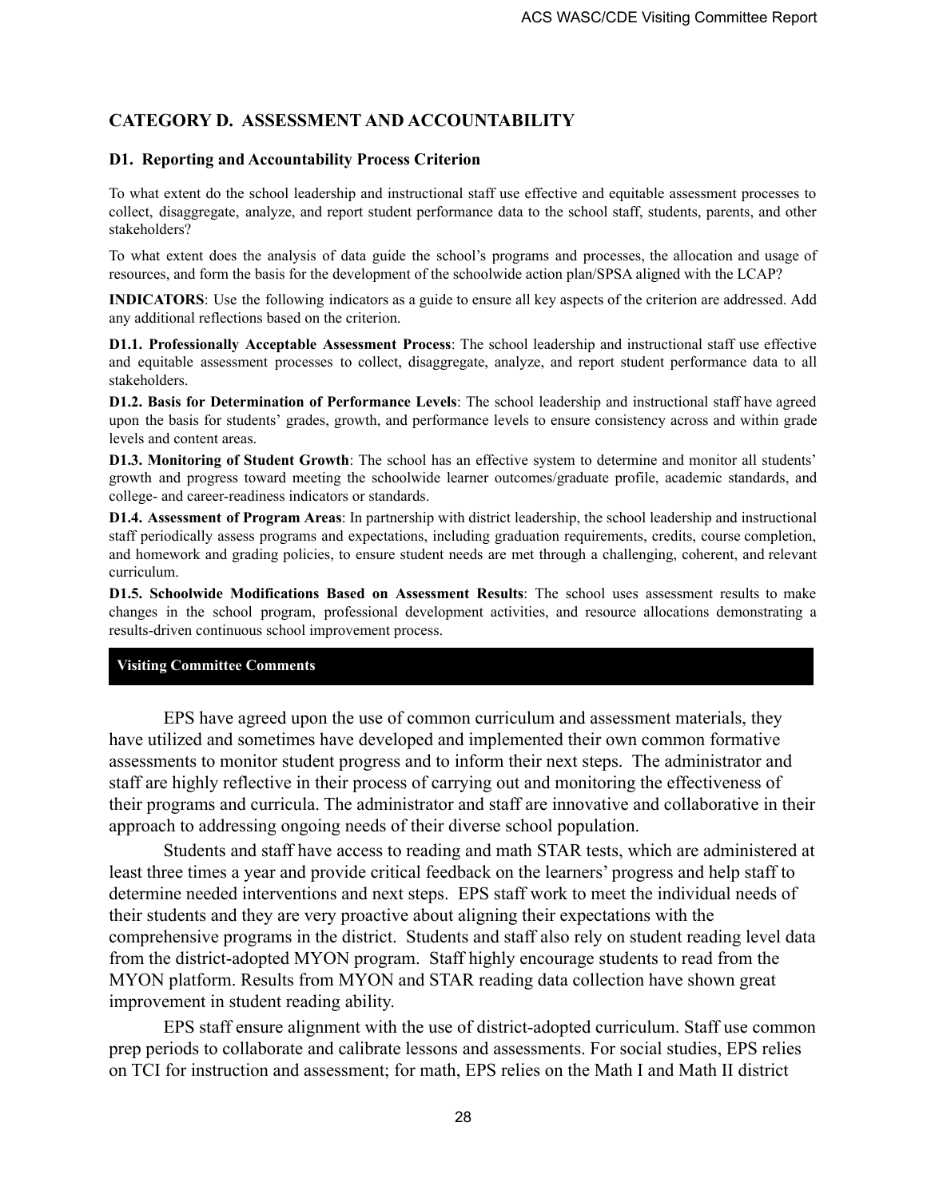## CATEGORY D. ASSESSMENT AND ACCOUNTABILITY

### D1. Reporting and Accountability Process Criterion

To what extent do the school leadership and instructional staff use effective and equitable assessment processes to collect, disaggregate, analyze, and report student performance data to the school staff, students, parents, and other stakeholders?

To what extent does the analysis of data guide the school's programs and processes, the allocation and usage of resources, and form the basis for the development of the schoolwide action plan/SPSA aligned with the LCAP?

**INDICATORS**: Use the following indicators as a guide to ensure all key aspects of the criterion are addressed. Add any additional reflections based on the criterion.

**D1.1. Professionally Acceptable Assessment Process**: The school leadership and instructional staff use effective and equitable assessment processes to collect, disaggregate, analyze, and report student performance data to all stakeholders.

**D1.2. Basis for Determination of Performance Levels**: The school leadership and instructional staff have agreed upon the basis for students' grades, growth, and performance levels to ensure consistency across and within grade levels and content areas.

**D1.3. Monitoring of Student Growth**: The school has an effective system to determine and monitor all students' growth and progress toward meeting the schoolwide learner outcomes/graduate profile, academic standards, and college- and career-readiness indicators or standards.

**D1.4. Assessment of Program Areas**: In partnership with district leadership, the school leadership and instructional staff periodically assess programs and expectations, including graduation requirements, credits, course completion, and homework and grading policies, to ensure student needs are met through a challenging, coherent, and relevant curriculum.

**D1.5. Schoolwide Modifications Based on Assessment Results**: The school uses assessment results to make changes in the school program, professional development activities, and resource allocations demonstrating a results-driven continuous school improvement process.

**Visiting Committee Comments**

EPS have agreed upon the use of common curriculum and assessment materials, they have utilized and sometimes have developed and implemented their own common formative assessments to monitor student progress and to inform their next steps. The administrator and staff are highly reflective in their process of carrying out and monitoring the effectiveness of their programs and curricula. The administrator and staff are innovative and collaborative in their approach to addressing ongoing needs of their diverse school population.

Students and staff have access to reading and math STAR tests, which are administered at least three times a year and provide critical feedback on the learners' progress and help staff to determine needed interventions and next steps. EPS staff work to meet the individual needs of their students and they are very proactive about aligning their expectations with the comprehensive programs in the district. Students and staff also rely on student reading level data from the district-adopted MYON program. Staff highly encourage students to read from the MYON platform. Results from MYON and STAR reading data collection have shown great improvement in student reading ability.

EPS staff ensure alignment with the use of district-adopted curriculum. Staff use common prep periods to collaborate and calibrate lessons and assessments. For social studies, EPS relies on TCI for instruction and assessment; for math, EPS relies on the Math I and Math II district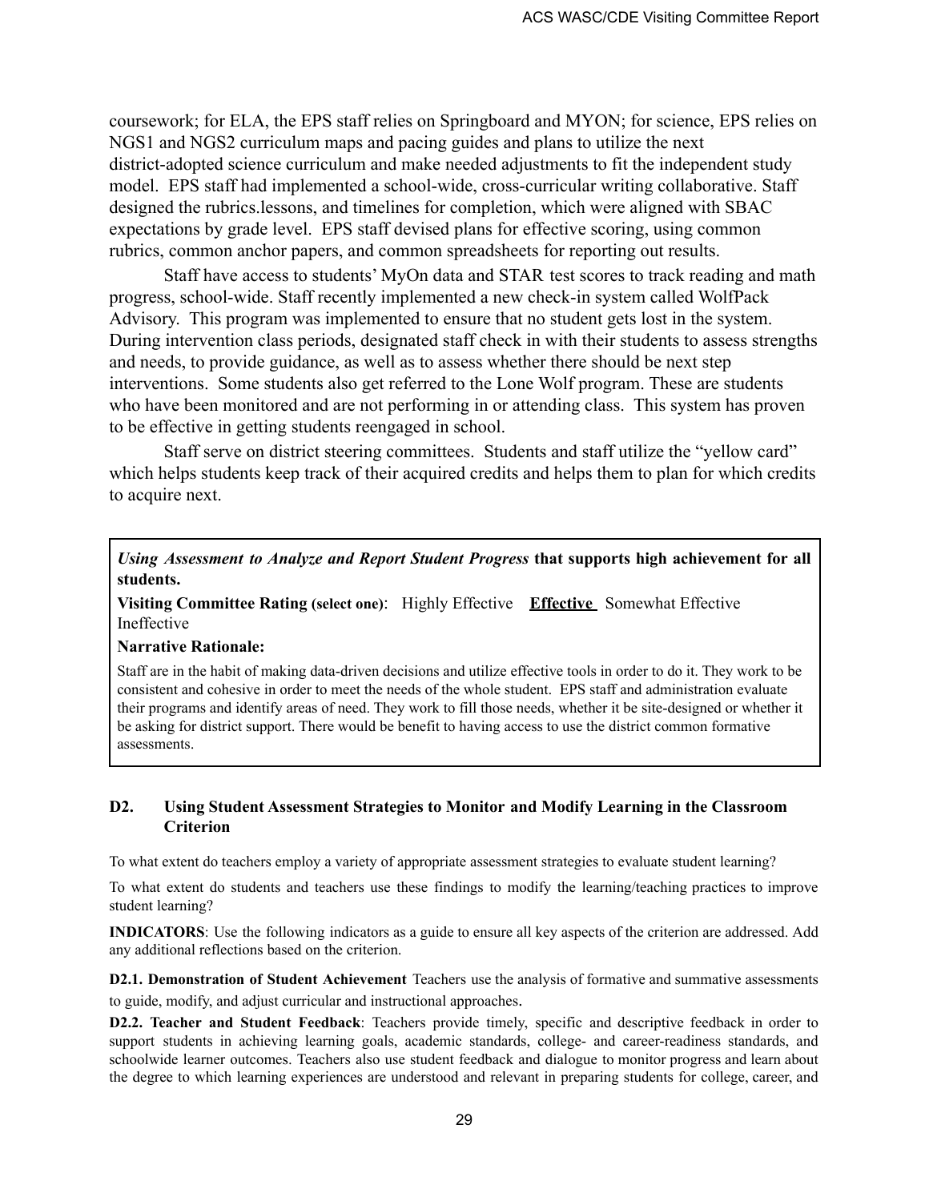coursework; for ELA, the EPS staff relies on Springboard and MYON; for science, EPS relies on NGS1 and NGS2 curriculum maps and pacing guides and plans to utilize the next district-adopted science curriculum and make needed adjustments to fit the independent study model. EPS staff had implemented a school-wide, cross-curricular writing collaborative. Staff designed the rubrics.lessons, and timelines for completion, which were aligned with SBAC expectations by grade level. EPS staff devised plans for effective scoring, using common rubrics, common anchor papers, and common spreadsheets for reporting out results.

Staff have access to students' MyOn data and STAR test scores to track reading and math progress, school-wide. Staff recently implemented a new check-in system called WolfPack Advisory. This program was implemented to ensure that no student gets lost in the system. During intervention class periods, designated staff check in with their students to assess strengths and needs, to provide guidance, as well as to assess whether there should be next step interventions. Some students also get referred to the Lone Wolf program. These are students who have been monitored and are not performing in or attending class. This system has proven to be effective in getting students reengaged in school.

Staff serve on district steering committees. Students and staff utilize the "yellow card" which helps students keep track of their acquired credits and helps them to plan for which credits to acquire next.

***Using Assessment to Analyze and Report Student Progress*** **that supports high achievement for all students.**

**Visiting Committee Rating (select one)**: Highly Effective **Effective** Somewhat Effective Ineffective

**Narrative Rationale:**

Staff are in the habit of making data-driven decisions and utilize effective tools in order to do it. They work to be consistent and cohesive in order to meet the needs of the whole student. EPS staff and administration evaluate their programs and identify areas of need. They work to fill those needs, whether it be site-designed or whether it be asking for district support. There would be benefit to having access to use the district common formative assessments.

### D2. Using Student Assessment Strategies to Monitor and Modify Learning in the Classroom Criterion

To what extent do teachers employ a variety of appropriate assessment strategies to evaluate student learning?

To what extent do students and teachers use these findings to modify the learning/teaching practices to improve student learning?

**INDICATORS**: Use the following indicators as a guide to ensure all key aspects of the criterion are addressed. Add any additional reflections based on the criterion.

**D2.1. Demonstration of Student Achievement** Teachers use the analysis of formative and summative assessments to guide, modify, and adjust curricular and instructional approaches.

**D2.2. Teacher and Student Feedback**: Teachers provide timely, specific and descriptive feedback in order to support students in achieving learning goals, academic standards, college- and career-readiness standards, and schoolwide learner outcomes. Teachers also use student feedback and dialogue to monitor progress and learn about the degree to which learning experiences are understood and relevant in preparing students for college, career, and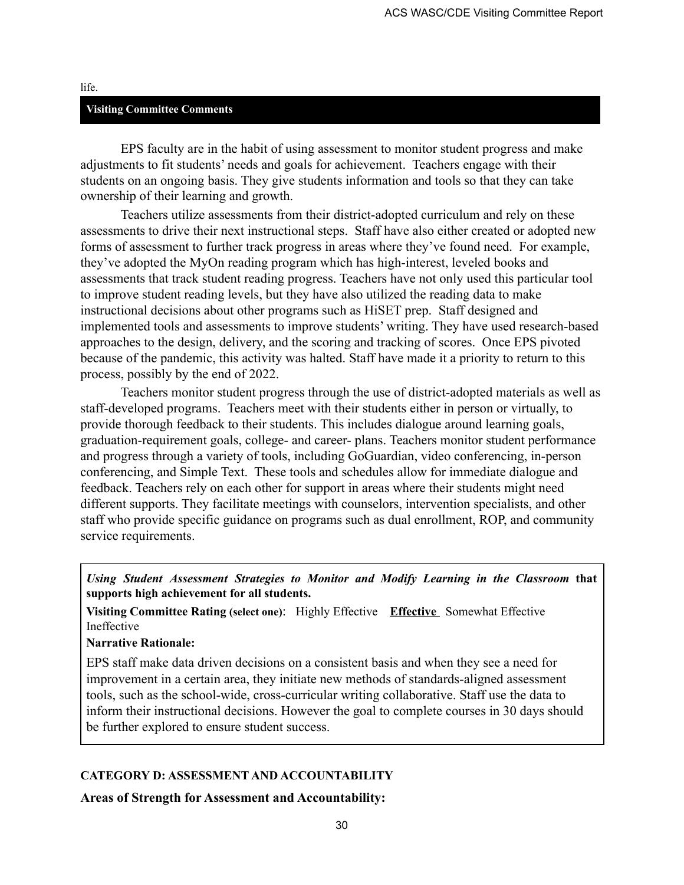life.

**Visiting Committee Comments**

EPS faculty are in the habit of using assessment to monitor student progress and make adjustments to fit students' needs and goals for achievement. Teachers engage with their students on an ongoing basis. They give students information and tools so that they can take ownership of their learning and growth.

Teachers utilize assessments from their district-adopted curriculum and rely on these assessments to drive their next instructional steps. Staff have also either created or adopted new forms of assessment to further track progress in areas where they've found need. For example, they've adopted the MyOn reading program which has high-interest, leveled books and assessments that track student reading progress. Teachers have not only used this particular tool to improve student reading levels, but they have also utilized the reading data to make instructional decisions about other programs such as HiSET prep. Staff designed and implemented tools and assessments to improve students' writing. They have used research-based approaches to the design, delivery, and the scoring and tracking of scores. Once EPS pivoted because of the pandemic, this activity was halted. Staff have made it a priority to return to this process, possibly by the end of 2022.

Teachers monitor student progress through the use of district-adopted materials as well as staff-developed programs. Teachers meet with their students either in person or virtually, to provide thorough feedback to their students. This includes dialogue around learning goals, graduation-requirement goals, college- and career- plans. Teachers monitor student performance and progress through a variety of tools, including GoGuardian, video conferencing, in-person conferencing, and Simple Text. These tools and schedules allow for immediate dialogue and feedback. Teachers rely on each other for support in areas where their students might need different supports. They facilitate meetings with counselors, intervention specialists, and other staff who provide specific guidance on programs such as dual enrollment, ROP, and community service requirements.

***Using Student Assessment Strategies to Monitor and Modify Learning in the Classroom* that supports high achievement for all students.**

**Visiting Committee Rating (select one)**: Highly Effective **Effective** Somewhat Effective Ineffective

**Narrative Rationale:**

EPS staff make data driven decisions on a consistent basis and when they see a need for improvement in a certain area, they initiate new methods of standards-aligned assessment tools, such as the school-wide, cross-curricular writing collaborative. Staff use the data to inform their instructional decisions. However the goal to complete courses in 30 days should be further explored to ensure student success.

## CATEGORY D: ASSESSMENT AND ACCOUNTABILITY

**Areas of Strength for Assessment and Accountability:**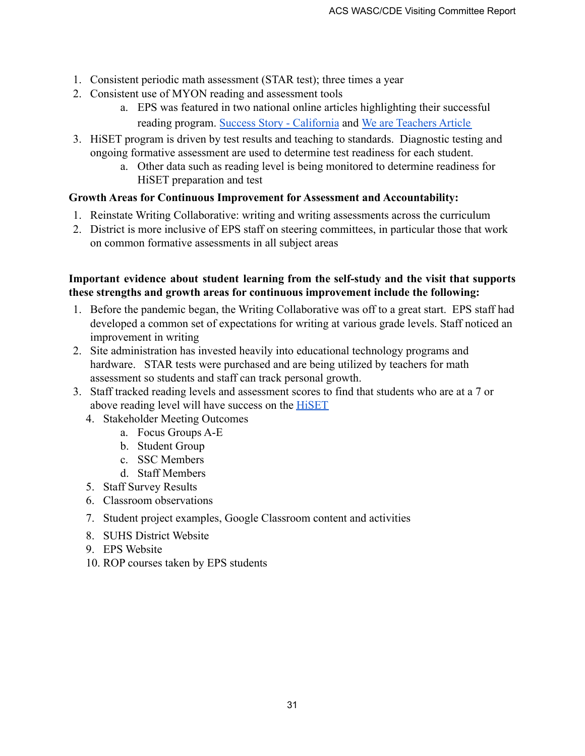1. Consistent periodic math assessment (STAR test); three times a year
2. Consistent use of MYON reading and assessment tools
    a. EPS was featured in two national online articles highlighting their successful reading program. [Success Story - California]() and [We are Teachers Article]()
3. HiSET program is driven by test results and teaching to standards. Diagnostic testing and ongoing formative assessment are used to determine test readiness for each student.
    a. Other data such as reading level is being monitored to determine readiness for HiSET preparation and test

**Growth Areas for Continuous Improvement for Assessment and Accountability:**

1. Reinstate Writing Collaborative: writing and writing assessments across the curriculum
2. District is more inclusive of EPS staff on steering committees, in particular those that work on common formative assessments in all subject areas

**Important evidence about student learning from the self-study and the visit that supports these strengths and growth areas for continuous improvement include the following:**

1. Before the pandemic began, the Writing Collaborative was off to a great start. EPS staff had developed a common set of expectations for writing at various grade levels. Staff noticed an improvement in writing
2. Site administration has invested heavily into educational technology programs and hardware. STAR tests were purchased and are being utilized by teachers for math assessment so students and staff can track personal growth.
3. Staff tracked reading levels and assessment scores to find that students who are at a 7 or above reading level will have success on the [HiSET]()
4. Stakeholder Meeting Outcomes
    a. Focus Groups A-E
    b. Student Group
    c. SSC Members
    d. Staff Members
5. Staff Survey Results
6. Classroom observations
7. Student project examples, Google Classroom content and activities
8. SUHS District Website
9. EPS Website
10. ROP courses taken by EPS students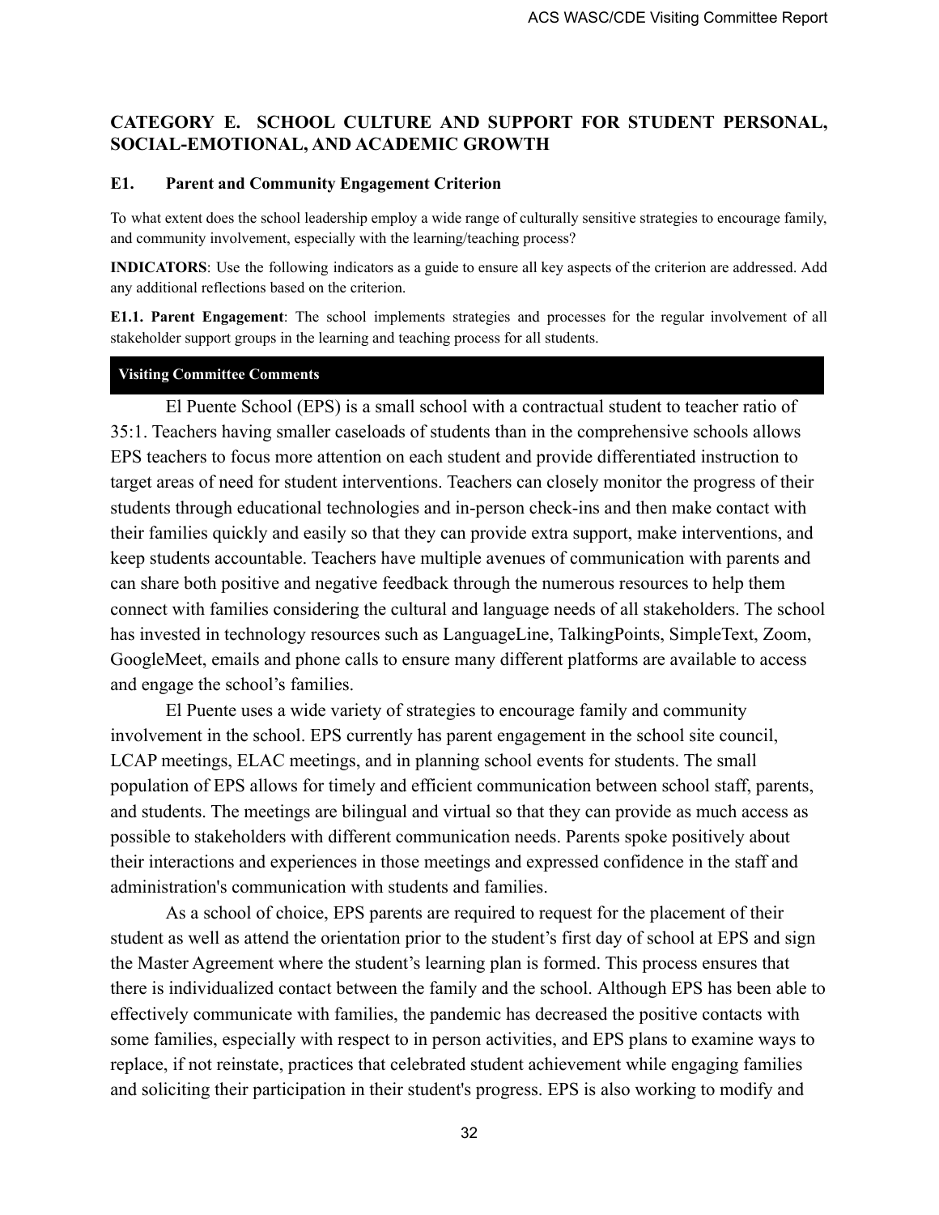## CATEGORY E. SCHOOL CULTURE AND SUPPORT FOR STUDENT PERSONAL, SOCIAL-EMOTIONAL, AND ACADEMIC GROWTH

### E1. Parent and Community Engagement Criterion

To what extent does the school leadership employ a wide range of culturally sensitive strategies to encourage family, and community involvement, especially with the learning/teaching process?

**INDICATORS**: Use the following indicators as a guide to ensure all key aspects of the criterion are addressed. Add any additional reflections based on the criterion.

**E1.1. Parent Engagement**: The school implements strategies and processes for the regular involvement of all stakeholder support groups in the learning and teaching process for all students.

**Visiting Committee Comments**

El Puente School (EPS) is a small school with a contractual student to teacher ratio of 35:1. Teachers having smaller caseloads of students than in the comprehensive schools allows EPS teachers to focus more attention on each student and provide differentiated instruction to target areas of need for student interventions. Teachers can closely monitor the progress of their students through educational technologies and in-person check-ins and then make contact with their families quickly and easily so that they can provide extra support, make interventions, and keep students accountable. Teachers have multiple avenues of communication with parents and can share both positive and negative feedback through the numerous resources to help them connect with families considering the cultural and language needs of all stakeholders. The school has invested in technology resources such as LanguageLine, TalkingPoints, SimpleText, Zoom, GoogleMeet, emails and phone calls to ensure many different platforms are available to access and engage the school's families.

El Puente uses a wide variety of strategies to encourage family and community involvement in the school. EPS currently has parent engagement in the school site council, LCAP meetings, ELAC meetings, and in planning school events for students. The small population of EPS allows for timely and efficient communication between school staff, parents, and students. The meetings are bilingual and virtual so that they can provide as much access as possible to stakeholders with different communication needs. Parents spoke positively about their interactions and experiences in those meetings and expressed confidence in the staff and administration's communication with students and families.

As a school of choice, EPS parents are required to request for the placement of their student as well as attend the orientation prior to the student's first day of school at EPS and sign the Master Agreement where the student's learning plan is formed. This process ensures that there is individualized contact between the family and the school. Although EPS has been able to effectively communicate with families, the pandemic has decreased the positive contacts with some families, especially with respect to in person activities, and EPS plans to examine ways to replace, if not reinstate, practices that celebrated student achievement while engaging families and soliciting their participation in their student's progress. EPS is also working to modify and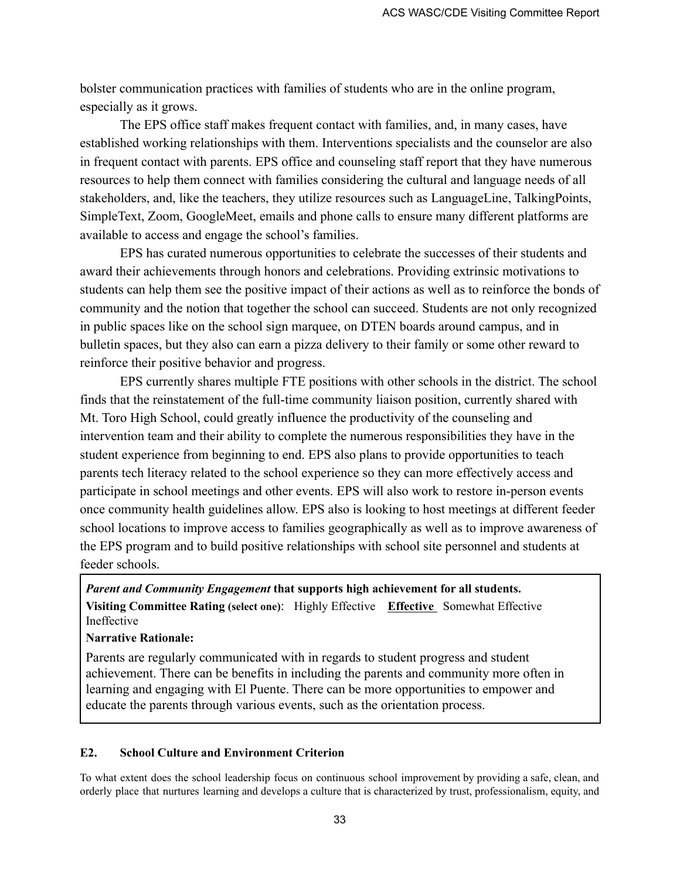bolster communication practices with families of students who are in the online program, especially as it grows.

The EPS office staff makes frequent contact with families, and, in many cases, have established working relationships with them. Interventions specialists and the counselor are also in frequent contact with parents. EPS office and counseling staff report that they have numerous resources to help them connect with families considering the cultural and language needs of all stakeholders, and, like the teachers, they utilize resources such as LanguageLine, TalkingPoints, SimpleText, Zoom, GoogleMeet, emails and phone calls to ensure many different platforms are available to access and engage the school's families.

EPS has curated numerous opportunities to celebrate the successes of their students and award their achievements through honors and celebrations. Providing extrinsic motivations to students can help them see the positive impact of their actions as well as to reinforce the bonds of community and the notion that together the school can succeed. Students are not only recognized in public spaces like on the school sign marquee, on DTEN boards around campus, and in bulletin spaces, but they also can earn a pizza delivery to their family or some other reward to reinforce their positive behavior and progress.

EPS currently shares multiple FTE positions with other schools in the district. The school finds that the reinstatement of the full-time community liaison position, currently shared with Mt. Toro High School, could greatly influence the productivity of the counseling and intervention team and their ability to complete the numerous responsibilities they have in the student experience from beginning to end. EPS also plans to provide opportunities to teach parents tech literacy related to the school experience so they can more effectively access and participate in school meetings and other events. EPS will also work to restore in-person events once community health guidelines allow. EPS also is looking to host meetings at different feeder school locations to improve access to families geographically as well as to improve awareness of the EPS program and to build positive relationships with school site personnel and students at feeder schools.

***Parent and Community Engagement*** **that supports high achievement for all students.**

**Visiting Committee Rating (select one)**: Highly Effective **Effective** Somewhat Effective Ineffective

**Narrative Rationale:**

Parents are regularly communicated with in regards to student progress and student achievement. There can be benefits in including the parents and community more often in learning and engaging with El Puente. There can be more opportunities to empower and educate the parents through various events, such as the orientation process.

### E2. School Culture and Environment Criterion

To what extent does the school leadership focus on continuous school improvement by providing a safe, clean, and orderly place that nurtures learning and develops a culture that is characterized by trust, professionalism, equity, and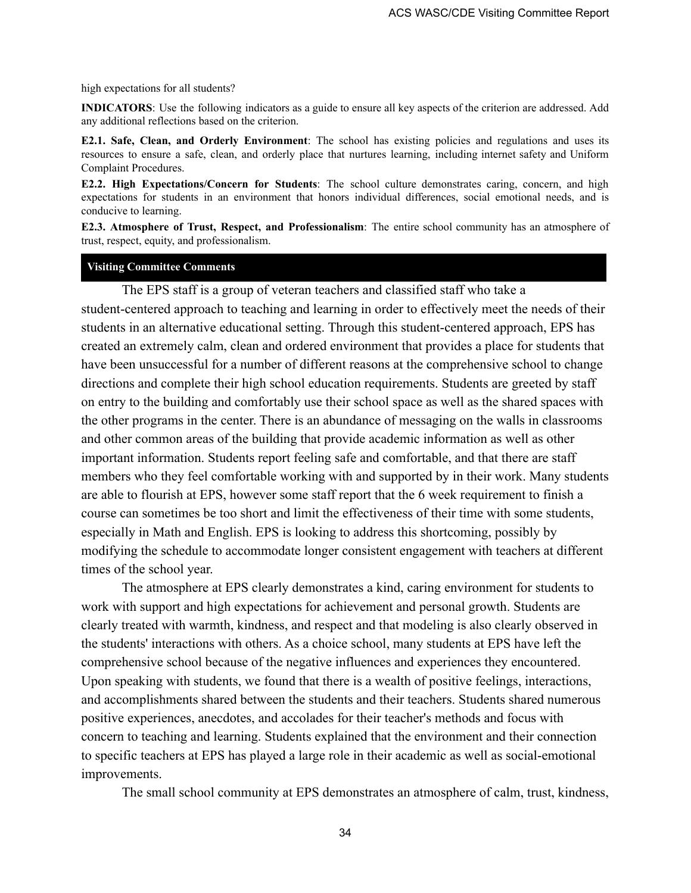high expectations for all students?

**INDICATORS**: Use the following indicators as a guide to ensure all key aspects of the criterion are addressed. Add any additional reflections based on the criterion.

**E2.1. Safe, Clean, and Orderly Environment**: The school has existing policies and regulations and uses its resources to ensure a safe, clean, and orderly place that nurtures learning, including internet safety and Uniform Complaint Procedures.

**E2.2. High Expectations/Concern for Students**: The school culture demonstrates caring, concern, and high expectations for students in an environment that honors individual differences, social emotional needs, and is conducive to learning.

**E2.3. Atmosphere of Trust, Respect, and Professionalism**: The entire school community has an atmosphere of trust, respect, equity, and professionalism.

**Visiting Committee Comments**

The EPS staff is a group of veteran teachers and classified staff who take a student-centered approach to teaching and learning in order to effectively meet the needs of their students in an alternative educational setting. Through this student-centered approach, EPS has created an extremely calm, clean and ordered environment that provides a place for students that have been unsuccessful for a number of different reasons at the comprehensive school to change directions and complete their high school education requirements. Students are greeted by staff on entry to the building and comfortably use their school space as well as the shared spaces with the other programs in the center. There is an abundance of messaging on the walls in classrooms and other common areas of the building that provide academic information as well as other important information. Students report feeling safe and comfortable, and that there are staff members who they feel comfortable working with and supported by in their work. Many students are able to flourish at EPS, however some staff report that the 6 week requirement to finish a course can sometimes be too short and limit the effectiveness of their time with some students, especially in Math and English. EPS is looking to address this shortcoming, possibly by modifying the schedule to accommodate longer consistent engagement with teachers at different times of the school year.

The atmosphere at EPS clearly demonstrates a kind, caring environment for students to work with support and high expectations for achievement and personal growth. Students are clearly treated with warmth, kindness, and respect and that modeling is also clearly observed in the students' interactions with others. As a choice school, many students at EPS have left the comprehensive school because of the negative influences and experiences they encountered. Upon speaking with students, we found that there is a wealth of positive feelings, interactions, and accomplishments shared between the students and their teachers. Students shared numerous positive experiences, anecdotes, and accolades for their teacher's methods and focus with concern to teaching and learning. Students explained that the environment and their connection to specific teachers at EPS has played a large role in their academic as well as social-emotional improvements.

The small school community at EPS demonstrates an atmosphere of calm, trust, kindness,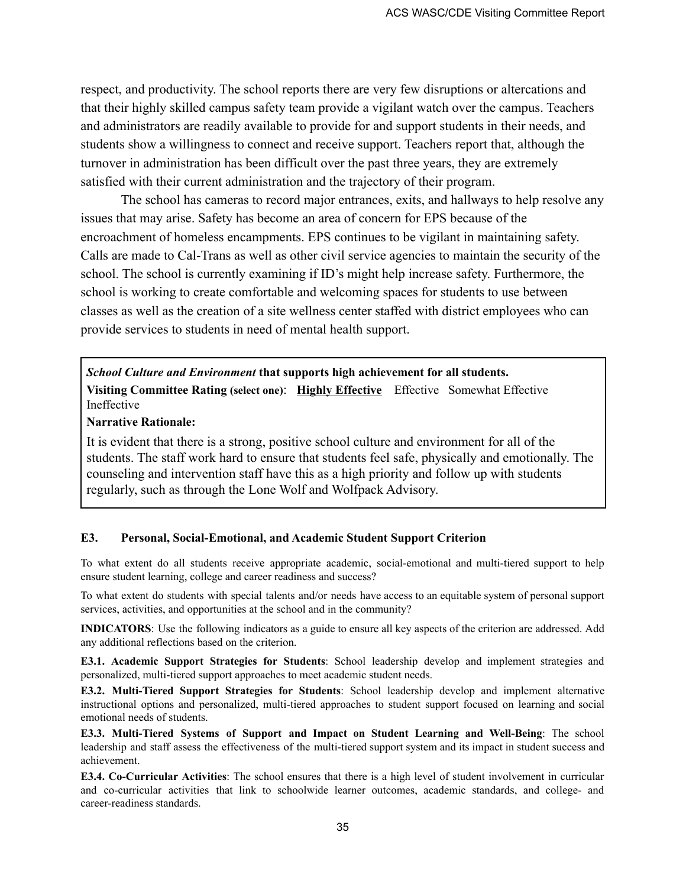respect, and productivity. The school reports there are very few disruptions or altercations and that their highly skilled campus safety team provide a vigilant watch over the campus. Teachers and administrators are readily available to provide for and support students in their needs, and students show a willingness to connect and receive support. Teachers report that, although the turnover in administration has been difficult over the past three years, they are extremely satisfied with their current administration and the trajectory of their program.

The school has cameras to record major entrances, exits, and hallways to help resolve any issues that may arise. Safety has become an area of concern for EPS because of the encroachment of homeless encampments. EPS continues to be vigilant in maintaining safety. Calls are made to Cal-Trans as well as other civil service agencies to maintain the security of the school. The school is currently examining if ID's might help increase safety. Furthermore, the school is working to create comfortable and welcoming spaces for students to use between classes as well as the creation of a site wellness center staffed with district employees who can provide services to students in need of mental health support.

> ***School Culture and Environment*** **that supports high achievement for all students.**
>
> **Visiting Committee Rating (select one)**: **<u>Highly Effective</u>** Effective Somewhat Effective Ineffective
>
> **Narrative Rationale:**
>
> It is evident that there is a strong, positive school culture and environment for all of the students. The staff work hard to ensure that students feel safe, physically and emotionally. The counseling and intervention staff have this as a high priority and follow up with students regularly, such as through the Lone Wolf and Wolfpack Advisory.

### E3. Personal, Social-Emotional, and Academic Student Support Criterion

To what extent do all students receive appropriate academic, social-emotional and multi-tiered support to help ensure student learning, college and career readiness and success?

To what extent do students with special talents and/or needs have access to an equitable system of personal support services, activities, and opportunities at the school and in the community?

**INDICATORS**: Use the following indicators as a guide to ensure all key aspects of the criterion are addressed. Add any additional reflections based on the criterion.

**E3.1. Academic Support Strategies for Students**: School leadership develop and implement strategies and personalized, multi-tiered support approaches to meet academic student needs.

**E3.2. Multi-Tiered Support Strategies for Students**: School leadership develop and implement alternative instructional options and personalized, multi-tiered approaches to student support focused on learning and social emotional needs of students.

**E3.3. Multi-Tiered Systems of Support and Impact on Student Learning and Well-Being**: The school leadership and staff assess the effectiveness of the multi-tiered support system and its impact in student success and achievement.

**E3.4. Co-Curricular Activities**: The school ensures that there is a high level of student involvement in curricular and co-curricular activities that link to schoolwide learner outcomes, academic standards, and college- and career-readiness standards.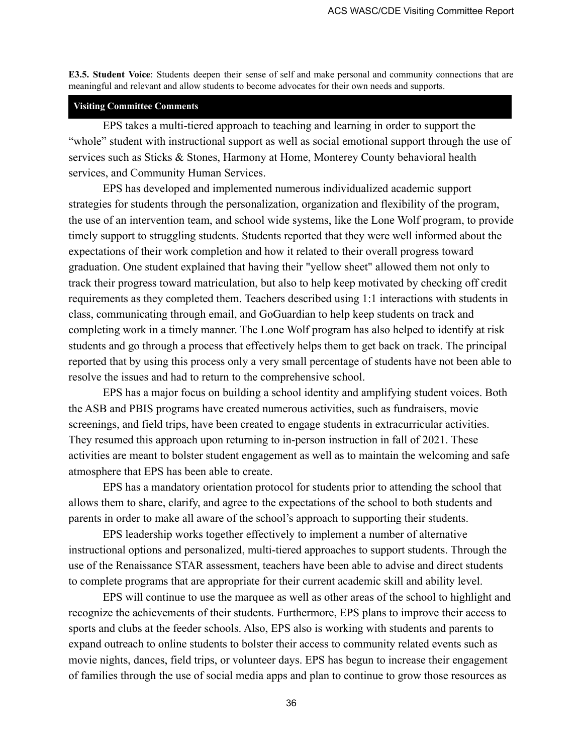**E3.5. Student Voice**: Students deepen their sense of self and make personal and community connections that are meaningful and relevant and allow students to become advocates for their own needs and supports.

**Visiting Committee Comments**

EPS takes a multi-tiered approach to teaching and learning in order to support the "whole" student with instructional support as well as social emotional support through the use of services such as Sticks & Stones, Harmony at Home, Monterey County behavioral health services, and Community Human Services.

EPS has developed and implemented numerous individualized academic support strategies for students through the personalization, organization and flexibility of the program, the use of an intervention team, and school wide systems, like the Lone Wolf program, to provide timely support to struggling students. Students reported that they were well informed about the expectations of their work completion and how it related to their overall progress toward graduation. One student explained that having their "yellow sheet" allowed them not only to track their progress toward matriculation, but also to help keep motivated by checking off credit requirements as they completed them. Teachers described using 1:1 interactions with students in class, communicating through email, and GoGuardian to help keep students on track and completing work in a timely manner. The Lone Wolf program has also helped to identify at risk students and go through a process that effectively helps them to get back on track. The principal reported that by using this process only a very small percentage of students have not been able to resolve the issues and had to return to the comprehensive school.

EPS has a major focus on building a school identity and amplifying student voices. Both the ASB and PBIS programs have created numerous activities, such as fundraisers, movie screenings, and field trips, have been created to engage students in extracurricular activities. They resumed this approach upon returning to in-person instruction in fall of 2021. These activities are meant to bolster student engagement as well as to maintain the welcoming and safe atmosphere that EPS has been able to create.

EPS has a mandatory orientation protocol for students prior to attending the school that allows them to share, clarify, and agree to the expectations of the school to both students and parents in order to make all aware of the school's approach to supporting their students.

EPS leadership works together effectively to implement a number of alternative instructional options and personalized, multi-tiered approaches to support students. Through the use of the Renaissance STAR assessment, teachers have been able to advise and direct students to complete programs that are appropriate for their current academic skill and ability level.

EPS will continue to use the marquee as well as other areas of the school to highlight and recognize the achievements of their students. Furthermore, EPS plans to improve their access to sports and clubs at the feeder schools. Also, EPS also is working with students and parents to expand outreach to online students to bolster their access to community related events such as movie nights, dances, field trips, or volunteer days. EPS has begun to increase their engagement of families through the use of social media apps and plan to continue to grow those resources as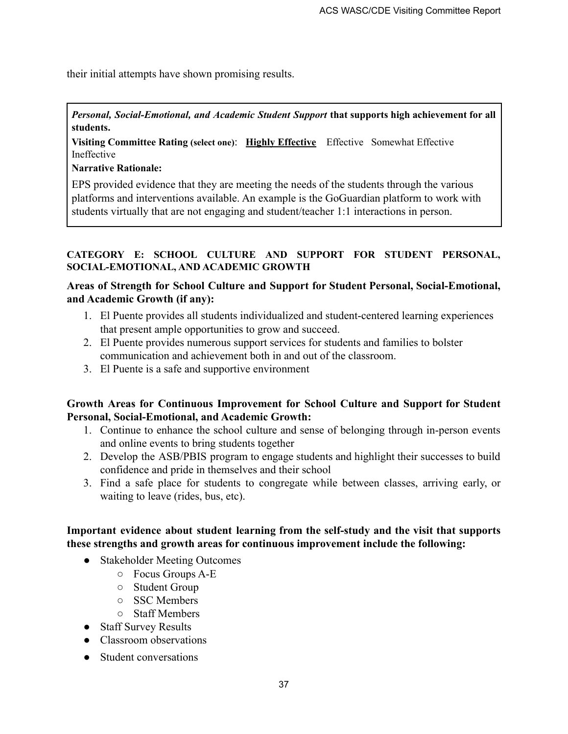their initial attempts have shown promising results.

> ***Personal, Social-Emotional, and Academic Student Support*** **that supports high achievement for all students.**
>
> **Visiting Committee Rating (select one)**: **Highly Effective** Effective Somewhat Effective Ineffective
>
> **Narrative Rationale:**
>
> EPS provided evidence that they are meeting the needs of the students through the various platforms and interventions available. An example is the GoGuardian platform to work with students virtually that are not engaging and student/teacher 1:1 interactions in person.

**CATEGORY E: SCHOOL CULTURE AND SUPPORT FOR STUDENT PERSONAL, SOCIAL-EMOTIONAL, AND ACADEMIC GROWTH**

**Areas of Strength for School Culture and Support for Student Personal, Social-Emotional, and Academic Growth (if any):**

1. El Puente provides all students individualized and student-centered learning experiences that present ample opportunities to grow and succeed.
2. El Puente provides numerous support services for students and families to bolster communication and achievement both in and out of the classroom.
3. El Puente is a safe and supportive environment

**Growth Areas for Continuous Improvement for School Culture and Support for Student Personal, Social-Emotional, and Academic Growth:**

1. Continue to enhance the school culture and sense of belonging through in-person events and online events to bring students together
2. Develop the ASB/PBIS program to engage students and highlight their successes to build confidence and pride in themselves and their school
3. Find a safe place for students to congregate while between classes, arriving early, or waiting to leave (rides, bus, etc).

**Important evidence about student learning from the self-study and the visit that supports these strengths and growth areas for continuous improvement include the following:**

- Stakeholder Meeting Outcomes
  - Focus Groups A-E
  - Student Group
  - SSC Members
  - Staff Members
- Staff Survey Results
- Classroom observations
- Student conversations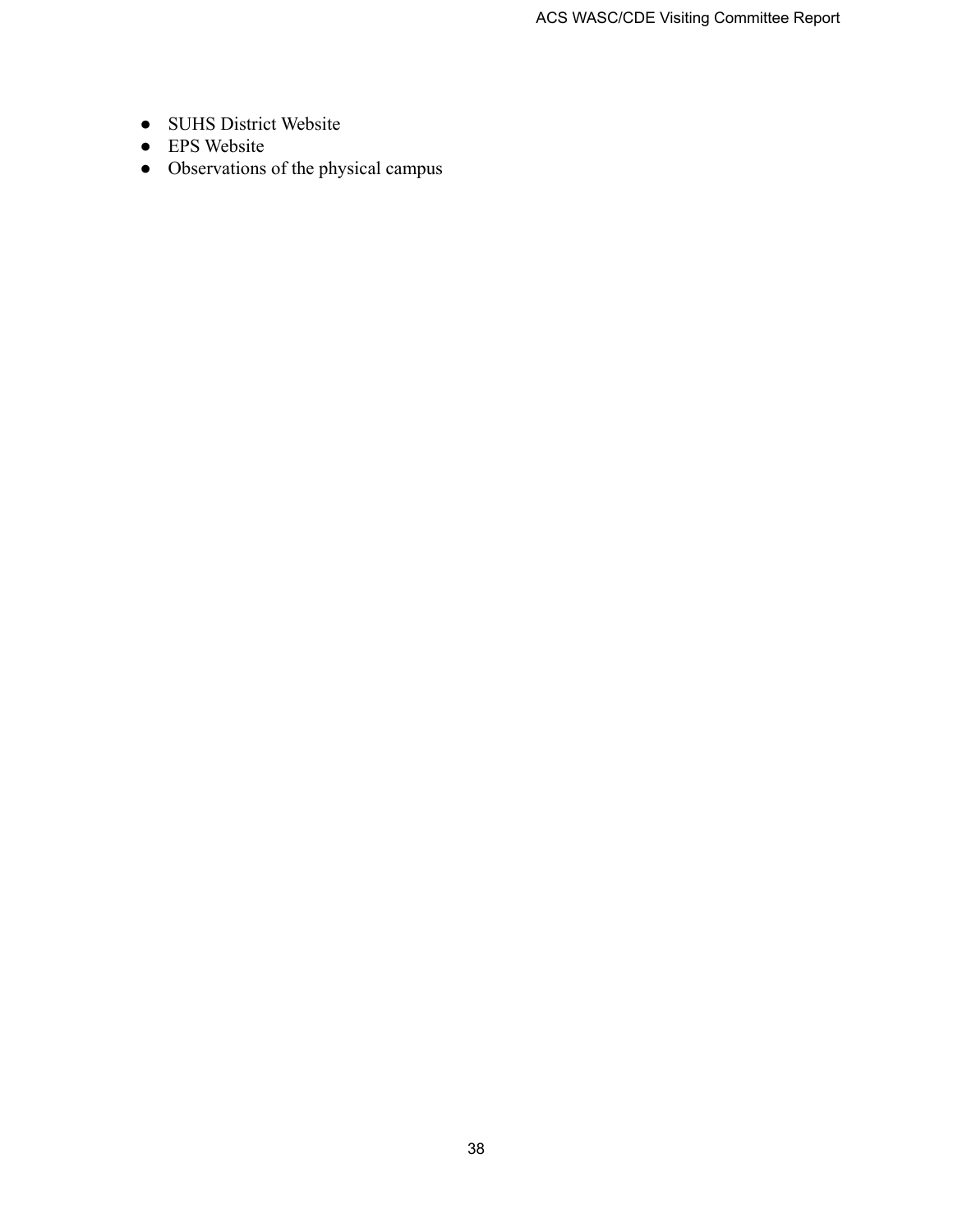- SUHS District Website
- EPS Website
- Observations of the physical campus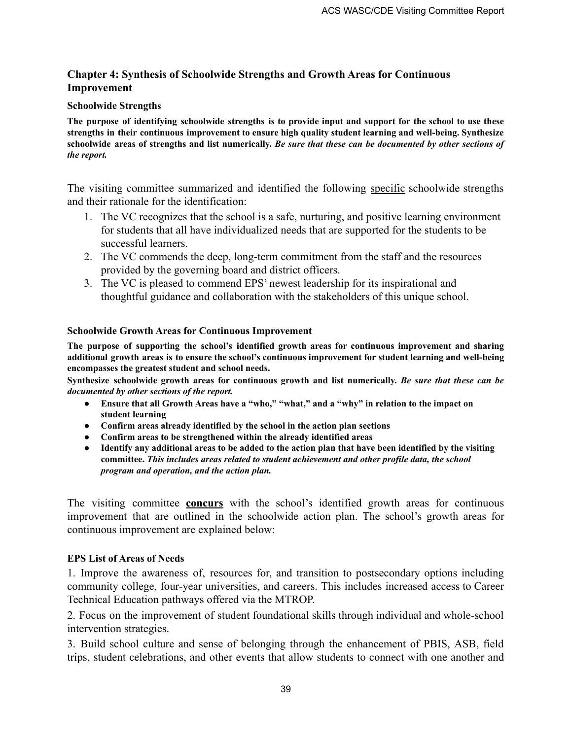## Chapter 4: Synthesis of Schoolwide Strengths and Growth Areas for Continuous Improvement

### Schoolwide Strengths

**The purpose of identifying schoolwide strengths is to provide input and support for the school to use these strengths in their continuous improvement to ensure high quality student learning and well-being. Synthesize schoolwide areas of strengths and list numerically.** ***Be sure that these can be documented by other sections of the report.***

The visiting committee summarized and identified the following <u>specific</u> schoolwide strengths and their rationale for the identification:

1. The VC recognizes that the school is a safe, nurturing, and positive learning environment for students that all have individualized needs that are supported for the students to be successful learners.
2. The VC commends the deep, long-term commitment from the staff and the resources provided by the governing board and district officers.
3. The VC is pleased to commend EPS' newest leadership for its inspirational and thoughtful guidance and collaboration with the stakeholders of this unique school.

### Schoolwide Growth Areas for Continuous Improvement

**The purpose of supporting the school's identified growth areas for continuous improvement and sharing additional growth areas is to ensure the school's continuous improvement for student learning and well-being encompasses the greatest student and school needs.**

**Synthesize schoolwide growth areas for continuous growth and list numerically.** ***Be sure that these can be documented by other sections of the report.***

- **Ensure that all Growth Areas have a "who," "what," and a "why" in relation to the impact on student learning**
- **Confirm areas already identified by the school in the action plan sections**
- **Confirm areas to be strengthened within the already identified areas**
- **Identify any additional areas to be added to the action plan that have been identified by the visiting committee.** ***This includes areas related to student achievement and other profile data, the school program and operation, and the action plan.***

The visiting committee **<u>concurs</u>** with the school's identified growth areas for continuous improvement that are outlined in the schoolwide action plan. The school's growth areas for continuous improvement are explained below:

**EPS List of Areas of Needs**

1. Improve the awareness of, resources for, and transition to postsecondary options including community college, four-year universities, and careers. This includes increased access to Career Technical Education pathways offered via the MTROP.

2. Focus on the improvement of student foundational skills through individual and whole-school intervention strategies.

3. Build school culture and sense of belonging through the enhancement of PBIS, ASB, field trips, student celebrations, and other events that allow students to connect with one another and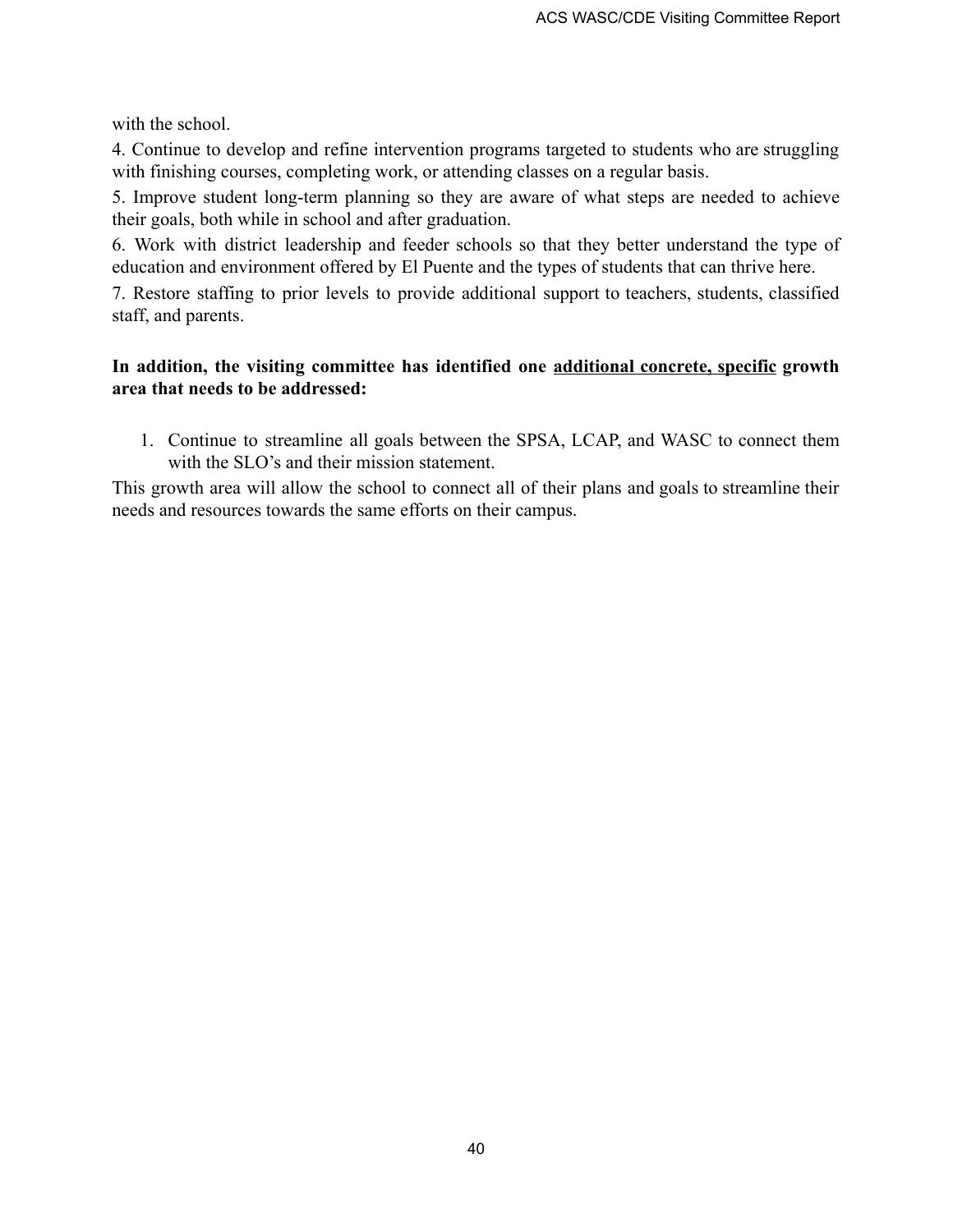with the school.

4. Continue to develop and refine intervention programs targeted to students who are struggling with finishing courses, completing work, or attending classes on a regular basis.

5. Improve student long-term planning so they are aware of what steps are needed to achieve their goals, both while in school and after graduation.

6. Work with district leadership and feeder schools so that they better understand the type of education and environment offered by El Puente and the types of students that can thrive here.

7. Restore staffing to prior levels to provide additional support to teachers, students, classified staff, and parents.

**In addition, the visiting committee has identified one <u>additional concrete, specific</u> growth area that needs to be addressed:**

1. Continue to streamline all goals between the SPSA, LCAP, and WASC to connect them with the SLO's and their mission statement.

This growth area will allow the school to connect all of their plans and goals to streamline their needs and resources towards the same efforts on their campus.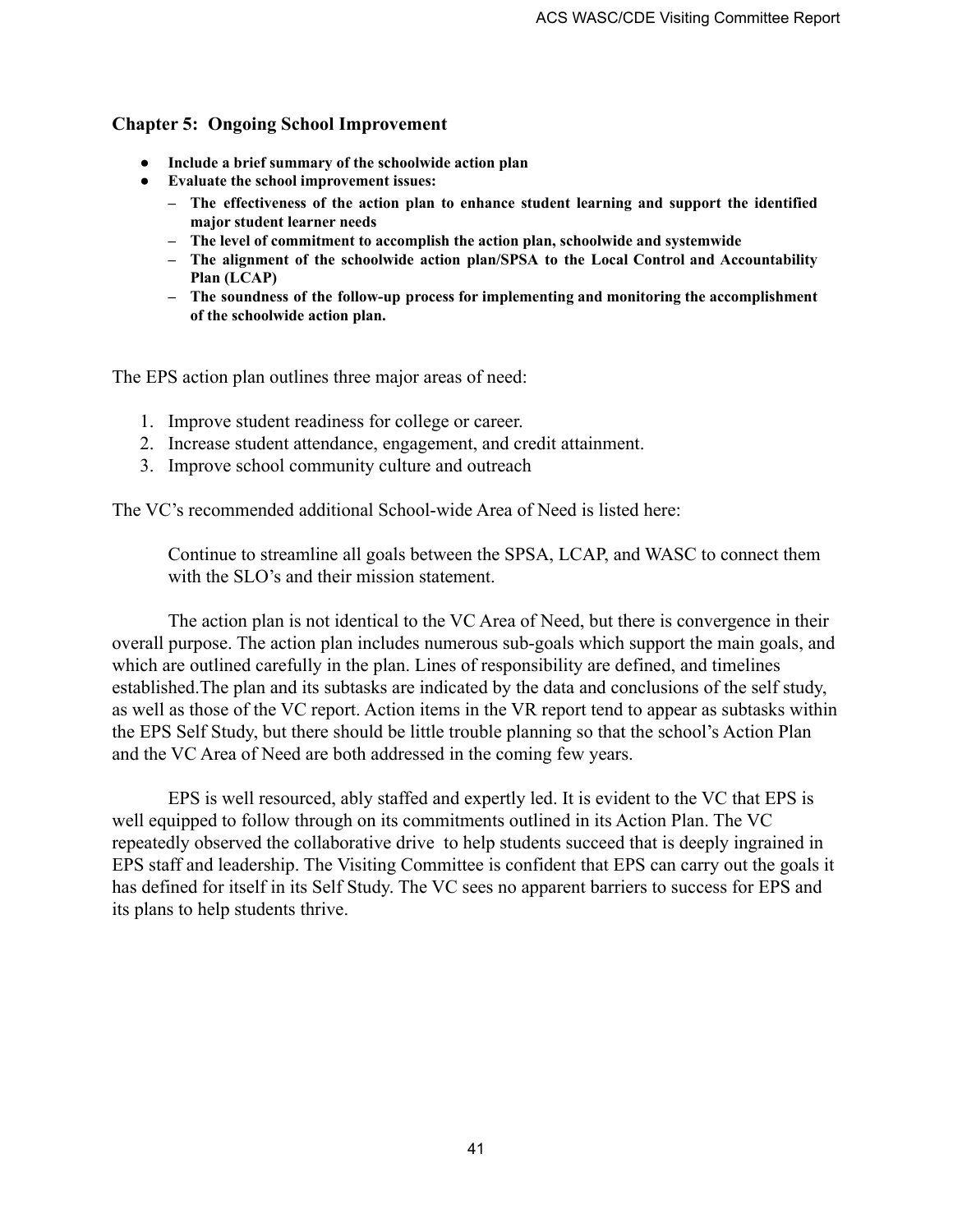## Chapter 5: Ongoing School Improvement

- **Include a brief summary of the schoolwide action plan**
- **Evaluate the school improvement issues:**
  - **The effectiveness of the action plan to enhance student learning and support the identified major student learner needs**
  - **The level of commitment to accomplish the action plan, schoolwide and systemwide**
  - **The alignment of the schoolwide action plan/SPSA to the Local Control and Accountability Plan (LCAP)**
  - **The soundness of the follow-up process for implementing and monitoring the accomplishment of the schoolwide action plan.**

The EPS action plan outlines three major areas of need:

1. Improve student readiness for college or career.
2. Increase student attendance, engagement, and credit attainment.
3. Improve school community culture and outreach

The VC's recommended additional School-wide Area of Need is listed here:

> Continue to streamline all goals between the SPSA, LCAP, and WASC to connect them with the SLO's and their mission statement.

The action plan is not identical to the VC Area of Need, but there is convergence in their overall purpose. The action plan includes numerous sub-goals which support the main goals, and which are outlined carefully in the plan. Lines of responsibility are defined, and timelines established.The plan and its subtasks are indicated by the data and conclusions of the self study, as well as those of the VC report. Action items in the VR report tend to appear as subtasks within the EPS Self Study, but there should be little trouble planning so that the school's Action Plan and the VC Area of Need are both addressed in the coming few years.

EPS is well resourced, ably staffed and expertly led. It is evident to the VC that EPS is well equipped to follow through on its commitments outlined in its Action Plan. The VC repeatedly observed the collaborative drive to help students succeed that is deeply ingrained in EPS staff and leadership. The Visiting Committee is confident that EPS can carry out the goals it has defined for itself in its Self Study. The VC sees no apparent barriers to success for EPS and its plans to help students thrive.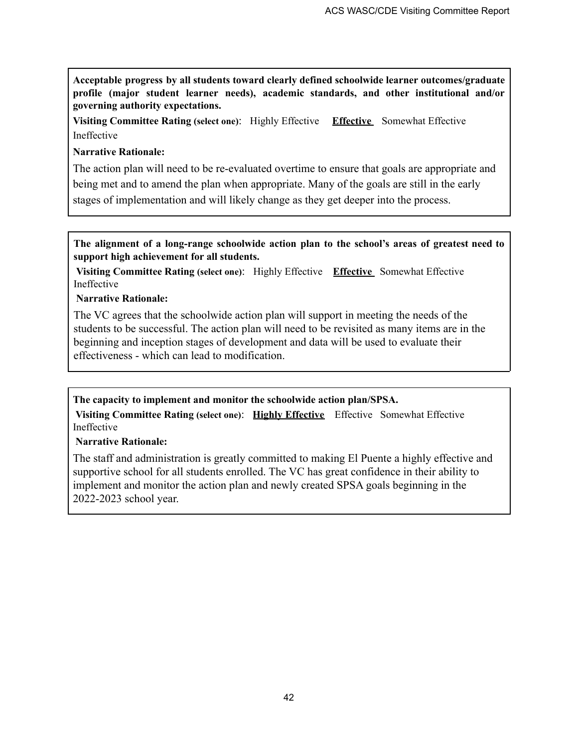**Acceptable progress by all students toward clearly defined schoolwide learner outcomes/graduate profile (major student learner needs), academic standards, and other institutional and/or governing authority expectations.**

**Visiting Committee Rating (select one)**: Highly Effective **<u>Effective</u>** Somewhat Effective Ineffective

**Narrative Rationale:**

The action plan will need to be re-evaluated overtime to ensure that goals are appropriate and being met and to amend the plan when appropriate. Many of the goals are still in the early stages of implementation and will likely change as they get deeper into the process.

---

**The alignment of a long-range schoolwide action plan to the school's areas of greatest need to support high achievement for all students.**

**Visiting Committee Rating (select one)**: Highly Effective **<u>Effective</u>** Somewhat Effective Ineffective

**Narrative Rationale:**

The VC agrees that the schoolwide action plan will support in meeting the needs of the students to be successful. The action plan will need to be revisited as many items are in the beginning and inception stages of development and data will be used to evaluate their effectiveness - which can lead to modification.

---

**The capacity to implement and monitor the schoolwide action plan/SPSA.**

**Visiting Committee Rating (select one)**: **<u>Highly Effective</u>** Effective Somewhat Effective Ineffective

**Narrative Rationale:**

The staff and administration is greatly committed to making El Puente a highly effective and supportive school for all students enrolled. The VC has great confidence in their ability to implement and monitor the action plan and newly created SPSA goals beginning in the 2022-2023 school year.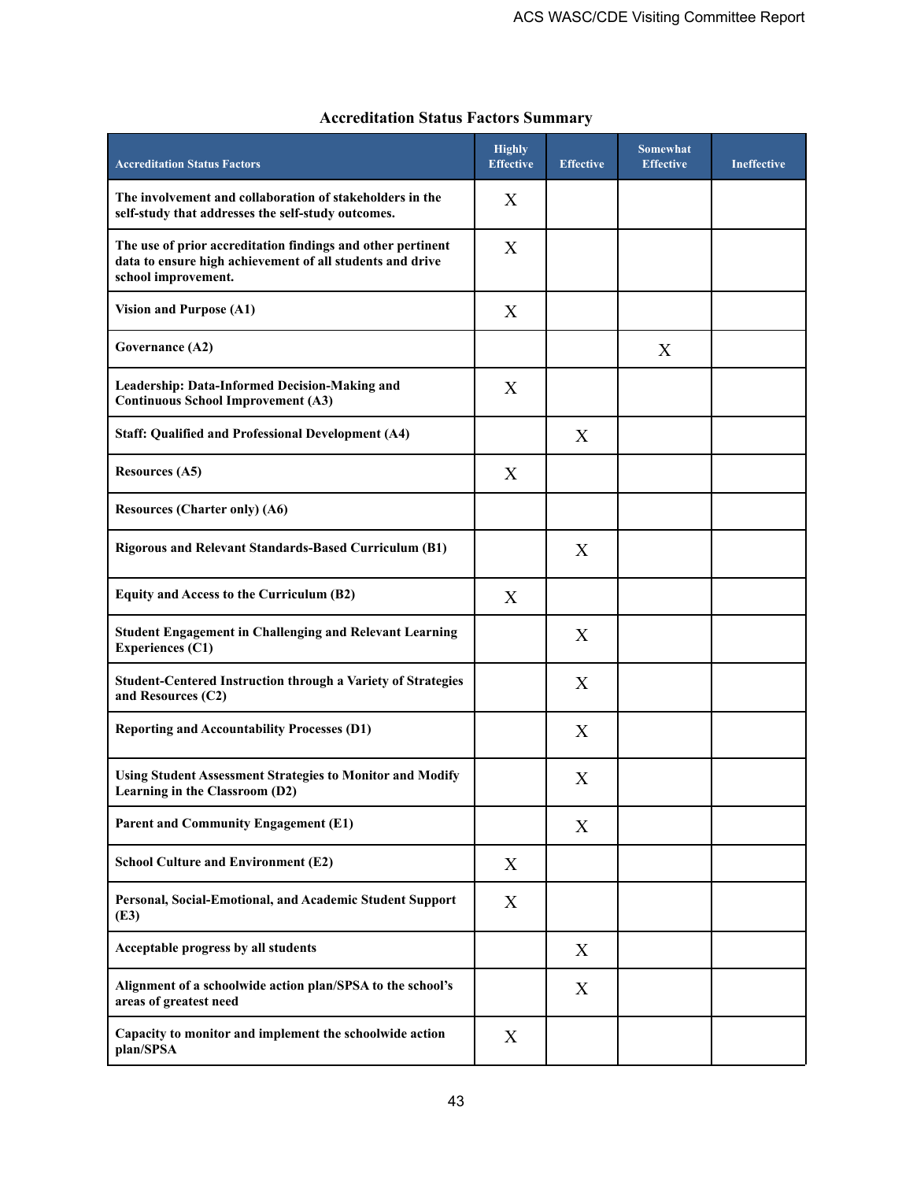### Accreditation Status Factors Summary

| Accreditation Status Factors | Highly Effective | Effective | Somewhat Effective | Ineffective |
|---|---|---|---|---|
| **The involvement and collaboration of stakeholders in the self-study that addresses the self-study outcomes.** | X | | | |
| **The use of prior accreditation findings and other pertinent data to ensure high achievement of all students and drive school improvement.** | X | | | |
| **Vision and Purpose (A1)** | X | | | |
| **Governance (A2)** | | | X | |
| **Leadership: Data-Informed Decision-Making and Continuous School Improvement (A3)** | X | | | |
| **Staff: Qualified and Professional Development (A4)** | | X | | |
| **Resources (A5)** | X | | | |
| **Resources (Charter only) (A6)** | | | | |
| **Rigorous and Relevant Standards-Based Curriculum (B1)** | | X | | |
| **Equity and Access to the Curriculum (B2)** | X | | | |
| **Student Engagement in Challenging and Relevant Learning Experiences (C1)** | | X | | |
| **Student-Centered Instruction through a Variety of Strategies and Resources (C2)** | | X | | |
| **Reporting and Accountability Processes (D1)** | | X | | |
| **Using Student Assessment Strategies to Monitor and Modify Learning in the Classroom (D2)** | | X | | |
| **Parent and Community Engagement (E1)** | | X | | |
| **School Culture and Environment (E2)** | X | | | |
| **Personal, Social-Emotional, and Academic Student Support (E3)** | X | | | |
| **Acceptable progress by all students** | | X | | |
| **Alignment of a schoolwide action plan/SPSA to the school's areas of greatest need** | | X | | |
| **Capacity to monitor and implement the schoolwide action plan/SPSA** | X | | | |